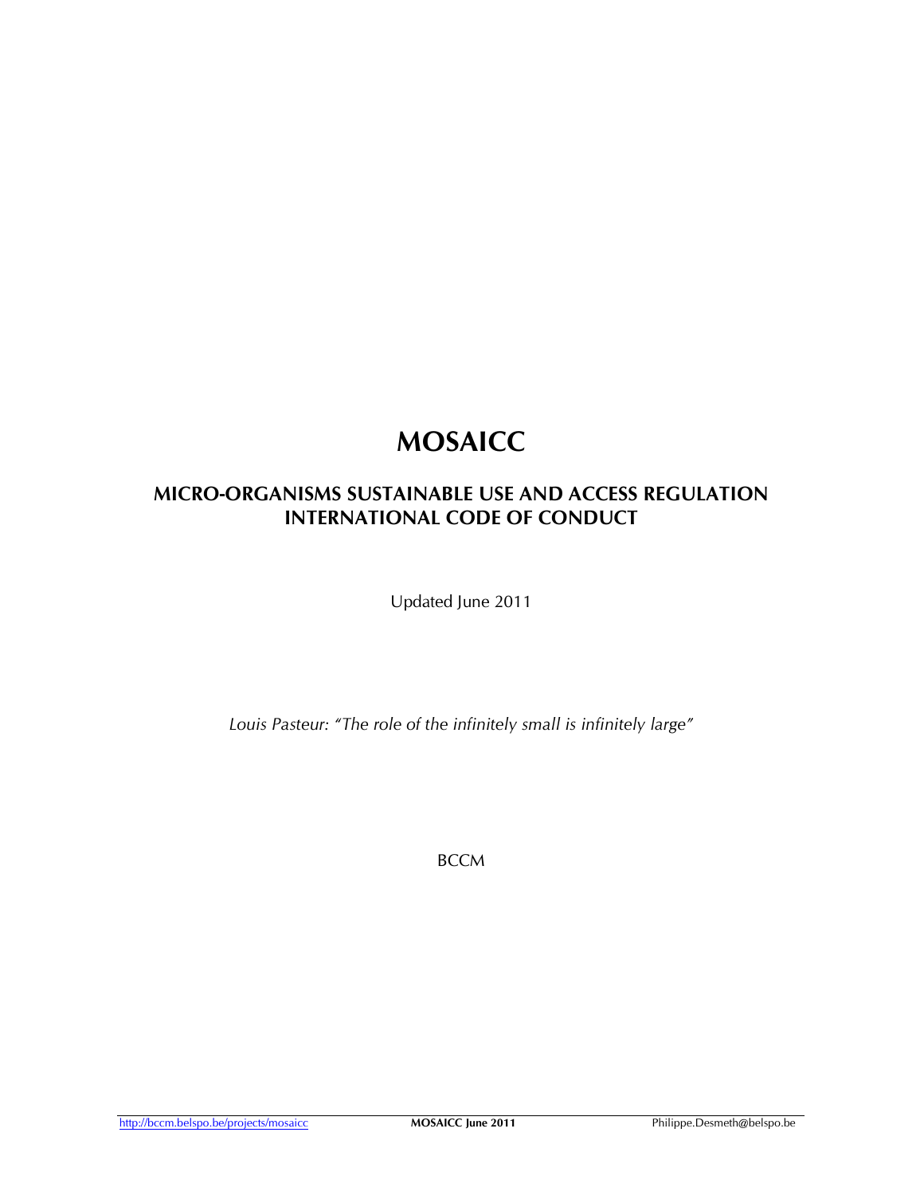# MOSAICC

## MICRO-ORGANISMS SUSTAINABLE USE AND ACCESS REGULATION INTERNATIONAL CODE OF CONDUCT

Updated June 2011

*Louis Pasteur: "The role of the infinitely small is infinitely large"*

BCCM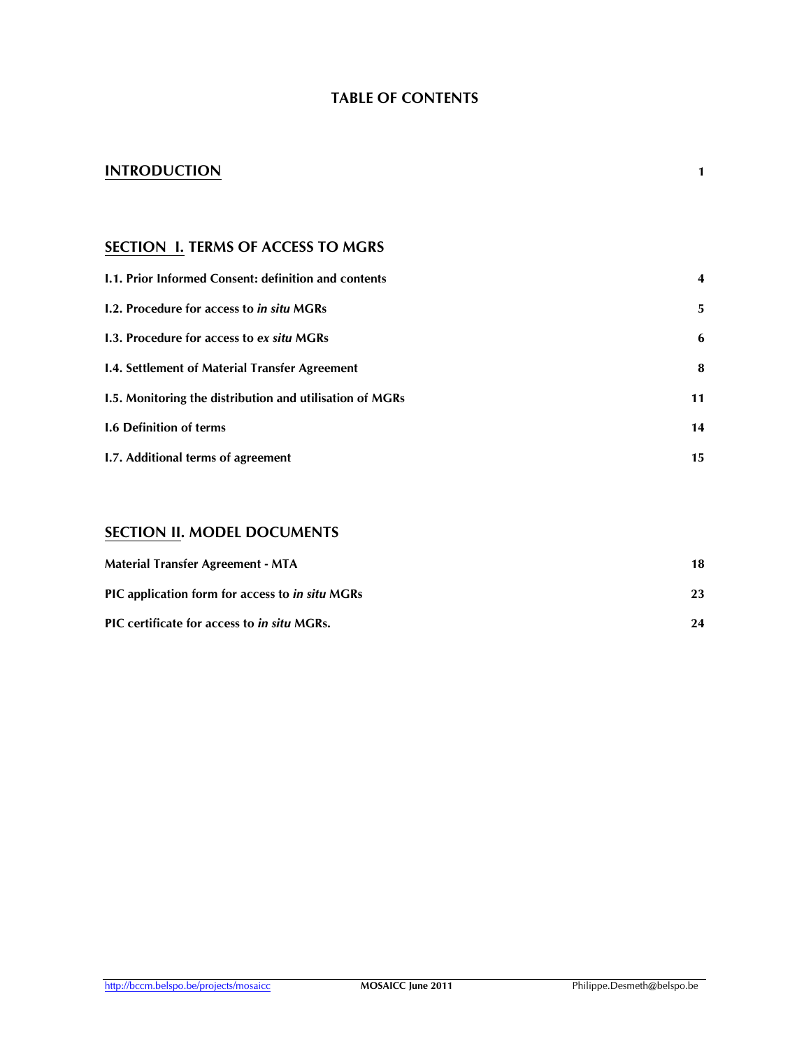# TABLE OF CONTENTS

| | |
|---|---|
| **INTRODUCTION** | **1** |
| **SECTION I. TERMS OF ACCESS TO MGRS** | |
| **I.1. Prior Informed Consent: definition and contents** | **4** |
| **I.2. Procedure for access to *in situ* MGRs** | **5** |
| **I.3. Procedure for access to *ex situ* MGRs** | **6** |
| **I.4. Settlement of Material Transfer Agreement** | **8** |
| **I.5. Monitoring the distribution and utilisation of MGRs** | **11** |
| **I.6 Definition of terms** | **14** |
| **I.7. Additional terms of agreement** | **15** |
| **SECTION II. MODEL DOCUMENTS** | |
| **Material Transfer Agreement - MTA** | **18** |
| **PIC application form for access to *in situ* MGRs** | **23** |
| **PIC certificate for access to *in situ* MGRs.** | **24** |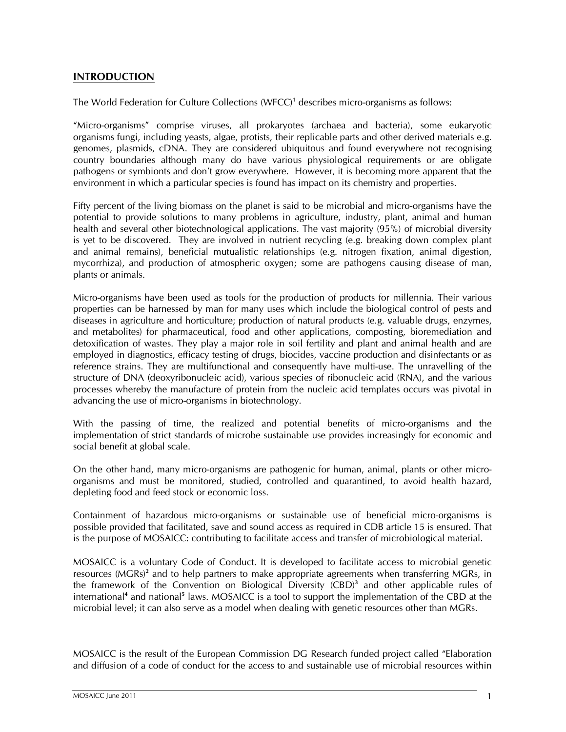## INTRODUCTION

The World Federation for Culture Collections (WFCC)[1] describes micro-organisms as follows:

"Micro-organisms" comprise viruses, all prokaryotes (archaea and bacteria), some eukaryotic organisms fungi, including yeasts, algae, protists, their replicable parts and other derived materials e.g. genomes, plasmids, cDNA. They are considered ubiquitous and found everywhere not recognising country boundaries although many do have various physiological requirements or are obligate pathogens or symbionts and don't grow everywhere. However, it is becoming more apparent that the environment in which a particular species is found has impact on its chemistry and properties.

Fifty percent of the living biomass on the planet is said to be microbial and micro-organisms have the potential to provide solutions to many problems in agriculture, industry, plant, animal and human health and several other biotechnological applications. The vast majority (95%) of microbial diversity is yet to be discovered. They are involved in nutrient recycling (e.g. breaking down complex plant and animal remains), beneficial mutualistic relationships (e.g. nitrogen fixation, animal digestion, mycorrhiza), and production of atmospheric oxygen; some are pathogens causing disease of man, plants or animals.

Micro-organisms have been used as tools for the production of products for millennia. Their various properties can be harnessed by man for many uses which include the biological control of pests and diseases in agriculture and horticulture; production of natural products (e.g. valuable drugs, enzymes, and metabolites) for pharmaceutical, food and other applications, composting, bioremediation and detoxification of wastes. They play a major role in soil fertility and plant and animal health and are employed in diagnostics, efficacy testing of drugs, biocides, vaccine production and disinfectants or as reference strains. They are multifunctional and consequently have multi-use. The unravelling of the structure of DNA (deoxyribonucleic acid), various species of ribonucleic acid (RNA), and the various processes whereby the manufacture of protein from the nucleic acid templates occurs was pivotal in advancing the use of micro-organisms in biotechnology.

With the passing of time, the realized and potential benefits of micro-organisms and the implementation of strict standards of microbe sustainable use provides increasingly for economic and social benefit at global scale.

On the other hand, many micro-organisms are pathogenic for human, animal, plants or other micro-organisms and must be monitored, studied, controlled and quarantined, to avoid health hazard, depleting food and feed stock or economic loss.

Containment of hazardous micro-organisms or sustainable use of beneficial micro-organisms is possible provided that facilitated, save and sound access as required in CDB article 15 is ensured. That is the purpose of MOSAICC: contributing to facilitate access and transfer of microbiological material.

MOSAICC is a voluntary Code of Conduct. It is developed to facilitate access to microbial genetic resources (MGRs)[2] and to help partners to make appropriate agreements when transferring MGRs, in the framework of the Convention on Biological Diversity (CBD)[3] and other applicable rules of international[4] and national[5] laws. MOSAICC is a tool to support the implementation of the CBD at the microbial level; it can also serve as a model when dealing with genetic resources other than MGRs.

MOSAICC is the result of the European Commission DG Research funded project called "Elaboration and diffusion of a code of conduct for the access to and sustainable use of microbial resources within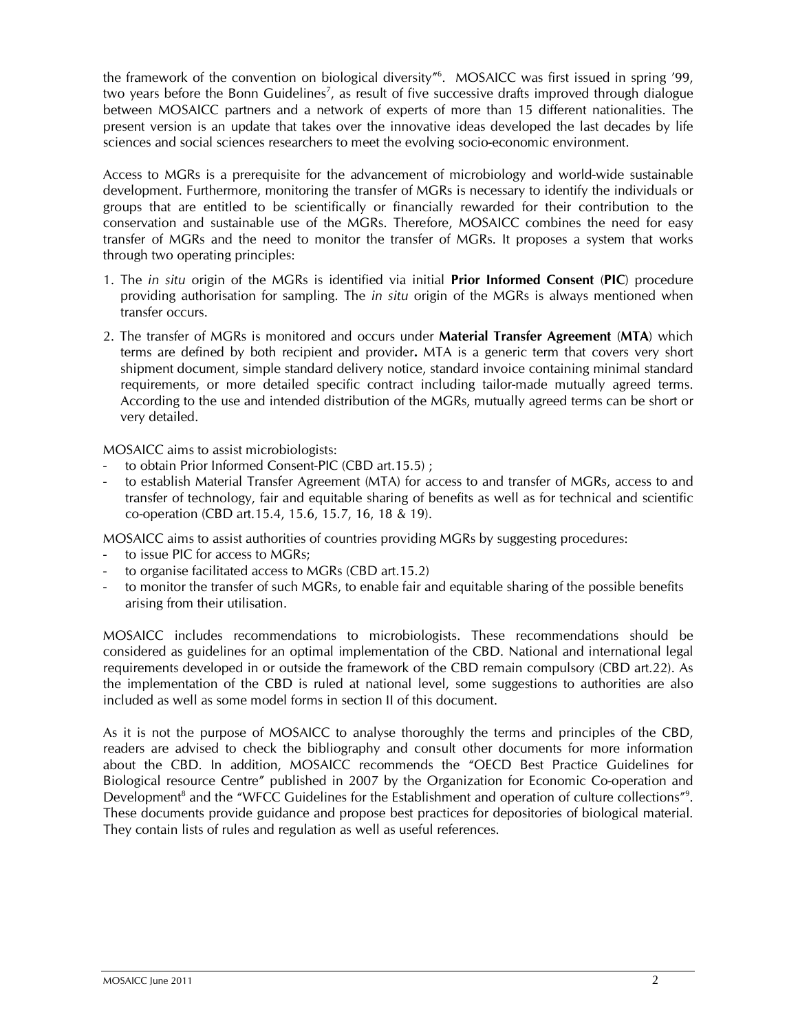the framework of the convention on biological diversity"[6]. MOSAICC was first issued in spring '99, two years before the Bonn Guidelines[7], as result of five successive drafts improved through dialogue between MOSAICC partners and a network of experts of more than 15 different nationalities. The present version is an update that takes over the innovative ideas developed the last decades by life sciences and social sciences researchers to meet the evolving socio-economic environment.

Access to MGRs is a prerequisite for the advancement of microbiology and world-wide sustainable development. Furthermore, monitoring the transfer of MGRs is necessary to identify the individuals or groups that are entitled to be scientifically or financially rewarded for their contribution to the conservation and sustainable use of the MGRs. Therefore, MOSAICC combines the need for easy transfer of MGRs and the need to monitor the transfer of MGRs. It proposes a system that works through two operating principles:

1. The *in situ* origin of the MGRs is identified via initial **Prior Informed Consent** (**PIC**) procedure providing authorisation for sampling. The *in situ* origin of the MGRs is always mentioned when transfer occurs.
2. The transfer of MGRs is monitored and occurs under **Material Transfer Agreement** (**MTA**) which terms are defined by both recipient and provider**.** MTA is a generic term that covers very short shipment document, simple standard delivery notice, standard invoice containing minimal standard requirements, or more detailed specific contract including tailor-made mutually agreed terms. According to the use and intended distribution of the MGRs, mutually agreed terms can be short or very detailed.

MOSAICC aims to assist microbiologists:

- to obtain Prior Informed Consent-PIC (CBD art.15.5) ;
- to establish Material Transfer Agreement (MTA) for access to and transfer of MGRs, access to and transfer of technology, fair and equitable sharing of benefits as well as for technical and scientific co-operation (CBD art.15.4, 15.6, 15.7, 16, 18 & 19).

MOSAICC aims to assist authorities of countries providing MGRs by suggesting procedures:

- to issue PIC for access to MGRs;
- to organise facilitated access to MGRs (CBD art.15.2)
- to monitor the transfer of such MGRs, to enable fair and equitable sharing of the possible benefits arising from their utilisation.

MOSAICC includes recommendations to microbiologists. These recommendations should be considered as guidelines for an optimal implementation of the CBD. National and international legal requirements developed in or outside the framework of the CBD remain compulsory (CBD art.22). As the implementation of the CBD is ruled at national level, some suggestions to authorities are also included as well as some model forms in section II of this document.

As it is not the purpose of MOSAICC to analyse thoroughly the terms and principles of the CBD, readers are advised to check the bibliography and consult other documents for more information about the CBD. In addition, MOSAICC recommends the "OECD Best Practice Guidelines for Biological resource Centre" published in 2007 by the Organization for Economic Co-operation and Development[8] and the "WFCC Guidelines for the Establishment and operation of culture collections"[9]. These documents provide guidance and propose best practices for depositories of biological material. They contain lists of rules and regulation as well as useful references.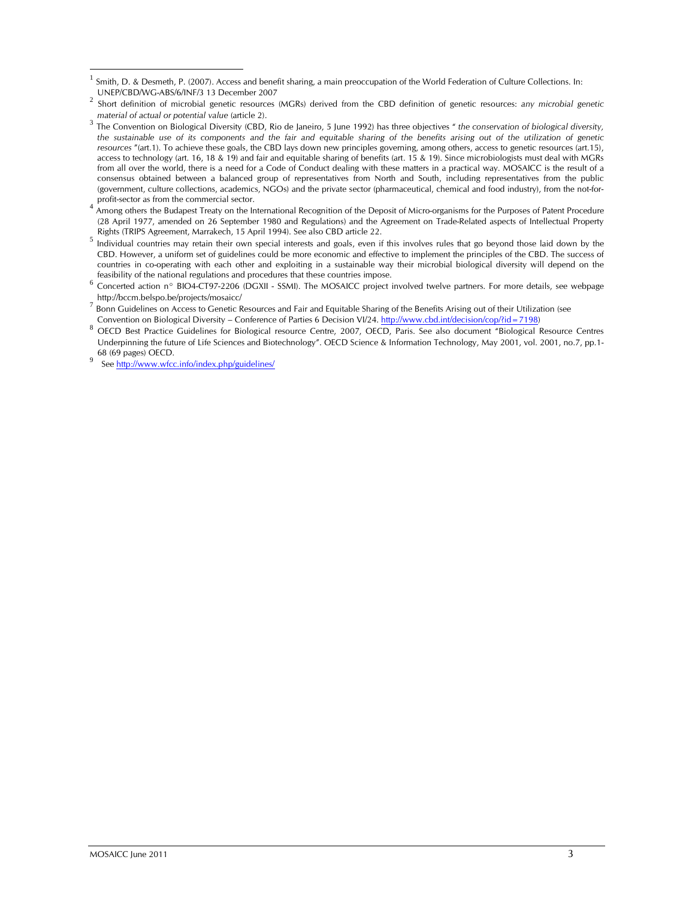[1] Smith, D. & Desmeth, P. (2007). Access and benefit sharing, a main preoccupation of the World Federation of Culture Collections. In: UNEP/CBD/WG-ABS/6/INF/3 13 December 2007

[2] Short definition of microbial genetic resources (MGRs) derived from the CBD definition of genetic resources: *any microbial genetic material of actual or potential value* (article 2).

[3] The Convention on Biological Diversity (CBD, Rio de Janeiro, 5 June 1992) has three objectives " *the conservation of biological diversity, the sustainable use of its components and the fair and equitable sharing of the benefits arising out of the utilization of genetic resources* "(art.1). To achieve these goals, the CBD lays down new principles governing, among others, access to genetic resources (art.15), access to technology (art. 16, 18 & 19) and fair and equitable sharing of benefits (art. 15 & 19). Since microbiologists must deal with MGRs from all over the world, there is a need for a Code of Conduct dealing with these matters in a practical way. MOSAICC is the result of a consensus obtained between a balanced group of representatives from North and South, including representatives from the public (government, culture collections, academics, NGOs) and the private sector (pharmaceutical, chemical and food industry), from the not-for-profit-sector as from the commercial sector.

[4] Among others the Budapest Treaty on the International Recognition of the Deposit of Micro-organisms for the Purposes of Patent Procedure (28 April 1977, amended on 26 September 1980 and Regulations) and the Agreement on Trade-Related aspects of Intellectual Property Rights (TRIPS Agreement, Marrakech, 15 April 1994). See also CBD article 22.

[5] Individual countries may retain their own special interests and goals, even if this involves rules that go beyond those laid down by the CBD. However, a uniform set of guidelines could be more economic and effective to implement the principles of the CBD. The success of countries in co-operating with each other and exploiting in a sustainable way their microbial biological diversity will depend on the feasibility of the national regulations and procedures that these countries impose.

[6] Concerted action n° BIO4-CT97-2206 (DGXII - SSMI). The MOSAICC project involved twelve partners. For more details, see webpage http://bccm.belspo.be/projects/mosaicc/

[7] Bonn Guidelines on Access to Genetic Resources and Fair and Equitable Sharing of the Benefits Arising out of their Utilization (see Convention on Biological Diversity – Conference of Parties 6 Decision VI/24. http://www.cbd.int/decision/cop/?id=7198)

[8] OECD Best Practice Guidelines for Biological resource Centre, 2007, OECD, Paris. See also document "Biological Resource Centres Underpinning the future of Life Sciences and Biotechnology". OECD Science & Information Technology, May 2001, vol. 2001, no.7, pp.1-68 (69 pages) OECD.

[9] See http://www.wfcc.info/index.php/guidelines/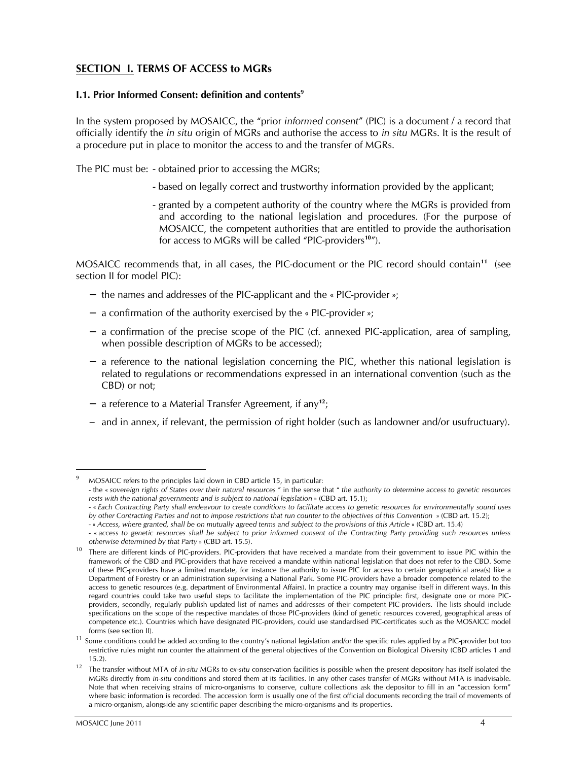## SECTION I. TERMS OF ACCESS to MGRs

### I.1. Prior Informed Consent: definition and contents[9]

In the system proposed by MOSAICC, the "prior *informed consent*" (PIC) is a document / a record that officially identify the *in situ* origin of MGRs and authorise the access to *in situ* MGRs. It is the result of a procedure put in place to monitor the access to and the transfer of MGRs.

The PIC must be:
- obtained prior to accessing the MGRs;
- based on legally correct and trustworthy information provided by the applicant;
- granted by a competent authority of the country where the MGRs is provided from and according to the national legislation and procedures. (For the purpose of MOSAICC, the competent authorities that are entitled to provide the authorisation for access to MGRs will be called "PIC-providers[10]").

MOSAICC recommends that, in all cases, the PIC-document or the PIC record should contain[11] (see section II for model PIC):

- the names and addresses of the PIC-applicant and the « PIC-provider »;
- a confirmation of the authority exercised by the « PIC-provider »;
- a confirmation of the precise scope of the PIC (cf. annexed PIC-application, area of sampling, when possible description of MGRs to be accessed);
- a reference to the national legislation concerning the PIC, whether this national legislation is related to regulations or recommendations expressed in an international convention (such as the CBD) or not;
- a reference to a Material Transfer Agreement, if any[12];
- and in annex, if relevant, the permission of right holder (such as landowner and/or usufructuary).

---

[9] MOSAICC refers to the principles laid down in CBD article 15, in particular:
- the « *sovereign rights of States over their natural resources* " in the sense that " *the authority to determine access to genetic resources rests with the national governments and is subject to national legislation* » (CBD art. 15.1);
- « *Each Contracting Party shall endeavour to create conditions to facilitate access to genetic resources for environmentally sound uses by other Contracting Parties and not to impose restrictions that run counter to the objectives of this Convention* » (CBD art. 15.2);
- « *Access, where granted, shall be on mutually agreed terms and subject to the provisions of this Article* » (CBD art. 15.4)
- « *access to genetic resources shall be subject to prior informed consent of the Contracting Party providing such resources unless otherwise determined by that Party* » (CBD art. 15.5).

[10] There are different kinds of PIC-providers. PIC-providers that have received a mandate from their government to issue PIC within the framework of the CBD and PIC-providers that have received a mandate within national legislation that does not refer to the CBD. Some of these PIC-providers have a limited mandate, for instance the authority to issue PIC for access to certain geographical area(s) like a Department of Forestry or an administration supervising a National Park. Some PIC-providers have a broader competence related to the access to genetic resources (e.g. department of Environmental Affairs). In practice a country may organise itself in different ways. In this regard countries could take two useful steps to facilitate the implementation of the PIC principle: first, designate one or more PIC-providers, secondly, regularly publish updated list of names and addresses of their competent PIC-providers. The lists should include specifications on the scope of the respective mandates of those PIC-providers (kind of genetic resources covered, geographical areas of competence etc.). Countries which have designated PIC-providers, could use standardised PIC-certificates such as the MOSAICC model forms (see section II).

[11] Some conditions could be added according to the country's national legislation and/or the specific rules applied by a PIC-provider but too restrictive rules might run counter the attainment of the general objectives of the Convention on Biological Diversity (CBD articles 1 and 15.2).

[12] The transfer without MTA of *in-situ* MGRs to *ex-situ* conservation facilities is possible when the present depository has itself isolated the MGRs directly from *in-situ* conditions and stored them at its facilities. In any other cases transfer of MGRs without MTA is inadvisable. Note that when receiving strains of micro-organisms to conserve, culture collections ask the depositor to fill in an "accession form" where basic information is recorded. The accession form is usually one of the first official documents recording the trail of movements of a micro-organism, alongside any scientific paper describing the micro-organisms and its properties.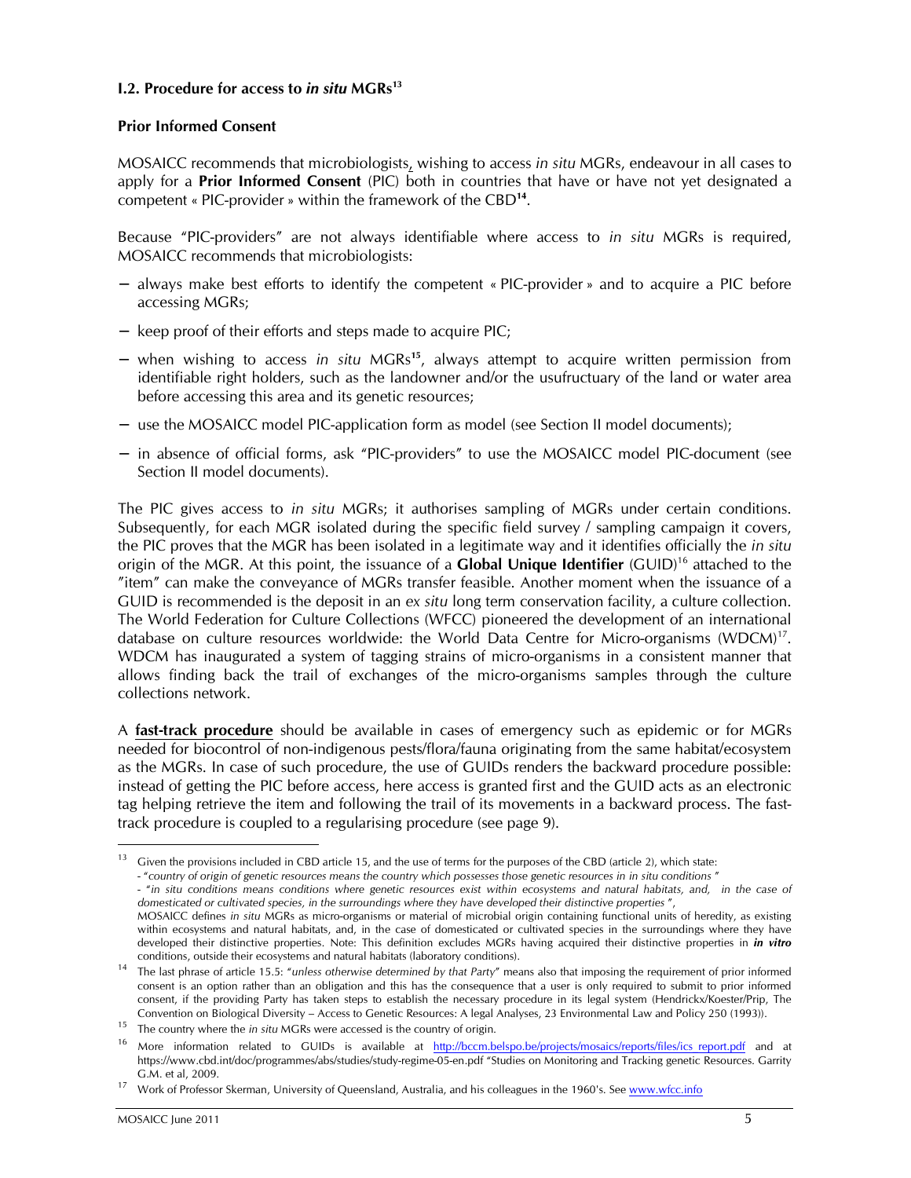### I.2. Procedure for access to *in situ* MGRs[13]

**Prior Informed Consent**

MOSAICC recommends that microbiologists, wishing to access *in situ* MGRs, endeavour in all cases to apply for a **Prior Informed Consent** (PIC) both in countries that have or have not yet designated a competent « PIC-provider » within the framework of the CBD[14].

Because "PIC-providers" are not always identifiable where access to *in situ* MGRs is required, MOSAICC recommends that microbiologists:

- always make best efforts to identify the competent « PIC-provider » and to acquire a PIC before accessing MGRs;
- keep proof of their efforts and steps made to acquire PIC;
- when wishing to access *in situ* MGRs[15], always attempt to acquire written permission from identifiable right holders, such as the landowner and/or the usufructuary of the land or water area before accessing this area and its genetic resources;
- use the MOSAICC model PIC-application form as model (see Section II model documents);
- in absence of official forms, ask "PIC-providers" to use the MOSAICC model PIC-document (see Section II model documents).

The PIC gives access to *in situ* MGRs; it authorises sampling of MGRs under certain conditions. Subsequently, for each MGR isolated during the specific field survey / sampling campaign it covers, the PIC proves that the MGR has been isolated in a legitimate way and it identifies officially the *in situ* origin of the MGR. At this point, the issuance of a **Global Unique Identifier** (GUID)[16] attached to the "item" can make the conveyance of MGRs transfer feasible. Another moment when the issuance of a GUID is recommended is the deposit in an *ex situ* long term conservation facility, a culture collection. The World Federation for Culture Collections (WFCC) pioneered the development of an international database on culture resources worldwide: the World Data Centre for Micro-organisms (WDCM)[17]. WDCM has inaugurated a system of tagging strains of micro-organisms in a consistent manner that allows finding back the trail of exchanges of the micro-organisms samples through the culture collections network.

A **fast-track procedure** should be available in cases of emergency such as epidemic or for MGRs needed for biocontrol of non-indigenous pests/flora/fauna originating from the same habitat/ecosystem as the MGRs. In case of such procedure, the use of GUIDs renders the backward procedure possible: instead of getting the PIC before access, here access is granted first and the GUID acts as an electronic tag helping retrieve the item and following the trail of its movements in a backward process. The fast-track procedure is coupled to a regularising procedure (see page 9).

---

[13] Given the provisions included in CBD article 15, and the use of terms for the purposes of the CBD (article 2), which state:
- "*country of origin of genetic resources means the country which possesses those genetic resources in in situ conditions* "
- "*in situ conditions means conditions where genetic resources exist within ecosystems and natural habitats, and, in the case of domesticated or cultivated species, in the surroundings where they have developed their distinctive properties* ",
MOSAICC defines *in situ* MGRs as micro-organisms or material of microbial origin containing functional units of heredity, as existing within ecosystems and natural habitats, and, in the case of domesticated or cultivated species in the surroundings where they have developed their distinctive properties. Note: This definition excludes MGRs having acquired their distinctive properties in ***in vitro*** conditions, outside their ecosystems and natural habitats (laboratory conditions).

[14] The last phrase of article 15.5: "*unless otherwise determined by that Party*" means also that imposing the requirement of prior informed consent is an option rather than an obligation and this has the consequence that a user is only required to submit to prior informed consent, if the providing Party has taken steps to establish the necessary procedure in its legal system (Hendrickx/Koester/Prip, The Convention on Biological Diversity – Access to Genetic Resources: A legal Analyses, 23 Environmental Law and Policy 250 (1993)).

[15] The country where the *in situ* MGRs were accessed is the country of origin.

[16] More information related to GUIDs is available at http://bccm.belspo.be/projects/mosaics/reports/files/ics_report.pdf and at https://www.cbd.int/doc/programmes/abs/studies/study-regime-05-en.pdf "Studies on Monitoring and Tracking genetic Resources. Garrity G.M. et al, 2009.

[17] Work of Professor Skerman, University of Queensland, Australia, and his colleagues in the 1960's. See www.wfcc.info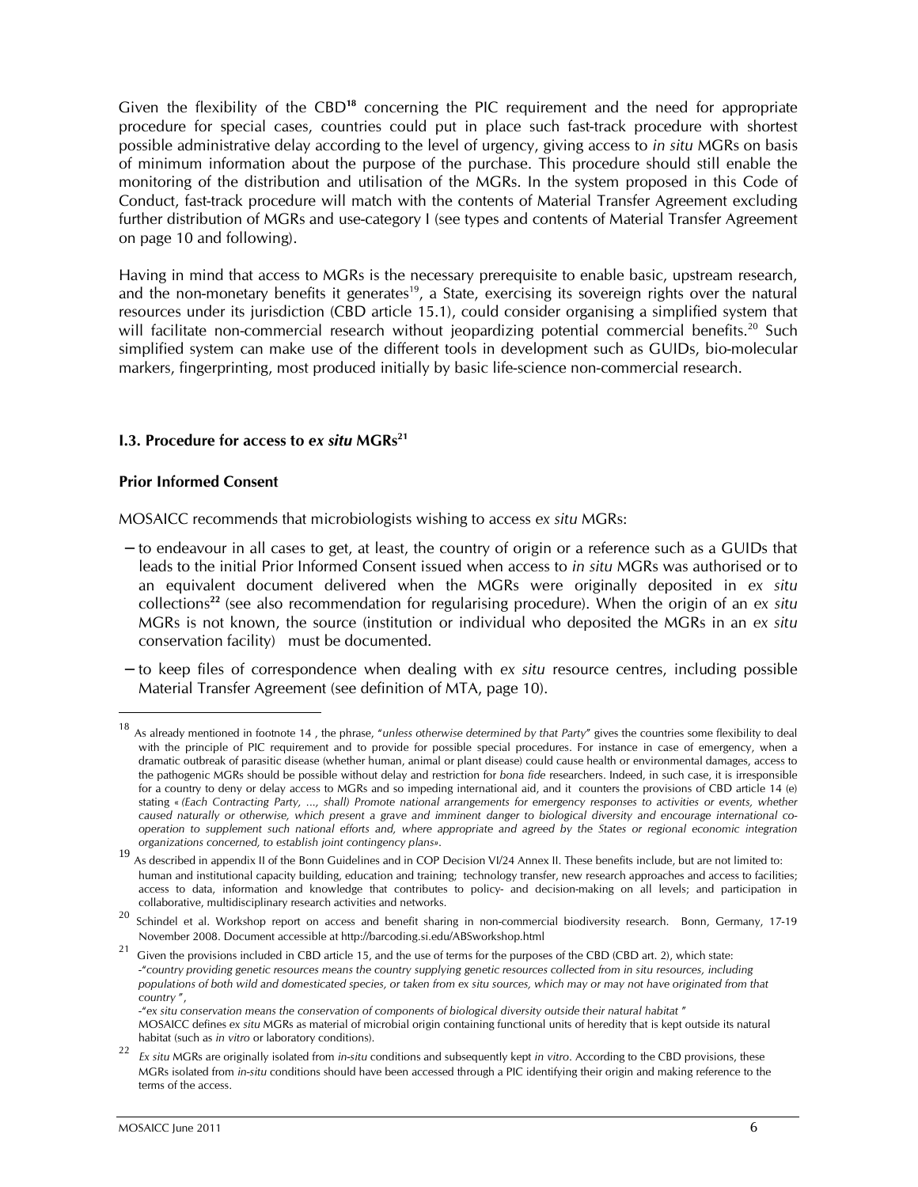Given the flexibility of the CBD[18] concerning the PIC requirement and the need for appropriate procedure for special cases, countries could put in place such fast-track procedure with shortest possible administrative delay according to the level of urgency, giving access to *in situ* MGRs on basis of minimum information about the purpose of the purchase. This procedure should still enable the monitoring of the distribution and utilisation of the MGRs. In the system proposed in this Code of Conduct, fast-track procedure will match with the contents of Material Transfer Agreement excluding further distribution of MGRs and use-category I (see types and contents of Material Transfer Agreement on page 10 and following).

Having in mind that access to MGRs is the necessary prerequisite to enable basic, upstream research, and the non-monetary benefits it generates[19], a State, exercising its sovereign rights over the natural resources under its jurisdiction (CBD article 15.1), could consider organising a simplified system that will facilitate non-commercial research without jeopardizing potential commercial benefits.[20] Such simplified system can make use of the different tools in development such as GUIDs, bio-molecular markers, fingerprinting, most produced initially by basic life-science non-commercial research.

### I.3. Procedure for access to *ex situ* MGRs[21]

#### Prior Informed Consent

MOSAICC recommends that microbiologists wishing to access *ex situ* MGRs:

- to endeavour in all cases to get, at least, the country of origin or a reference such as a GUIDs that leads to the initial Prior Informed Consent issued when access to *in situ* MGRs was authorised or to an equivalent document delivered when the MGRs were originally deposited in *ex situ* collections[22] (see also recommendation for regularising procedure). When the origin of an *ex situ* MGRs is not known, the source (institution or individual who deposited the MGRs in an *ex situ* conservation facility) must be documented.
- to keep files of correspondence when dealing with *ex situ* resource centres, including possible Material Transfer Agreement (see definition of MTA, page 10).

---

[18] As already mentioned in footnote 14 , the phrase, "*unless otherwise determined by that Party*" gives the countries some flexibility to deal with the principle of PIC requirement and to provide for possible special procedures. For instance in case of emergency, when a dramatic outbreak of parasitic disease (whether human, animal or plant disease) could cause health or environmental damages, access to the pathogenic MGRs should be possible without delay and restriction for *bona fide* researchers. Indeed, in such case, it is irresponsible for a country to deny or delay access to MGRs and so impeding international aid, and it counters the provisions of CBD article 14 (e) stating « *(Each Contracting Party, ..., shall) Promote national arrangements for emergency responses to activities or events, whether caused naturally or otherwise, which present a grave and imminent danger to biological diversity and encourage international co-operation to supplement such national efforts and, where appropriate and agreed by the States or regional economic integration organizations concerned, to establish joint contingency plans*».

[19] As described in appendix II of the Bonn Guidelines and in COP Decision VI/24 Annex II. These benefits include, but are not limited to: human and institutional capacity building, education and training; technology transfer, new research approaches and access to facilities; access to data, information and knowledge that contributes to policy- and decision-making on all levels; and participation in collaborative, multidisciplinary research activities and networks.

[20] Schindel et al. Workshop report on access and benefit sharing in non-commercial biodiversity research. Bonn, Germany, 17-19 November 2008. Document accessible at http://barcoding.si.edu/ABSworkshop.html

[21] Given the provisions included in CBD article 15, and the use of terms for the purposes of the CBD (CBD art. 2), which state:
-"*country providing genetic resources means the country supplying genetic resources collected from in situ resources, including populations of both wild and domesticated species, or taken from ex situ sources, which may or may not have originated from that country* ",
-"*ex situ conservation means the conservation of components of biological diversity outside their natural habitat* "
MOSAICC defines *ex situ* MGRs as material of microbial origin containing functional units of heredity that is kept outside its natural habitat (such as *in vitro* or laboratory conditions).

[22] *Ex situ* MGRs are originally isolated from *in-situ* conditions and subsequently kept *in vitro*. According to the CBD provisions, these MGRs isolated from *in-situ* conditions should have been accessed through a PIC identifying their origin and making reference to the terms of the access.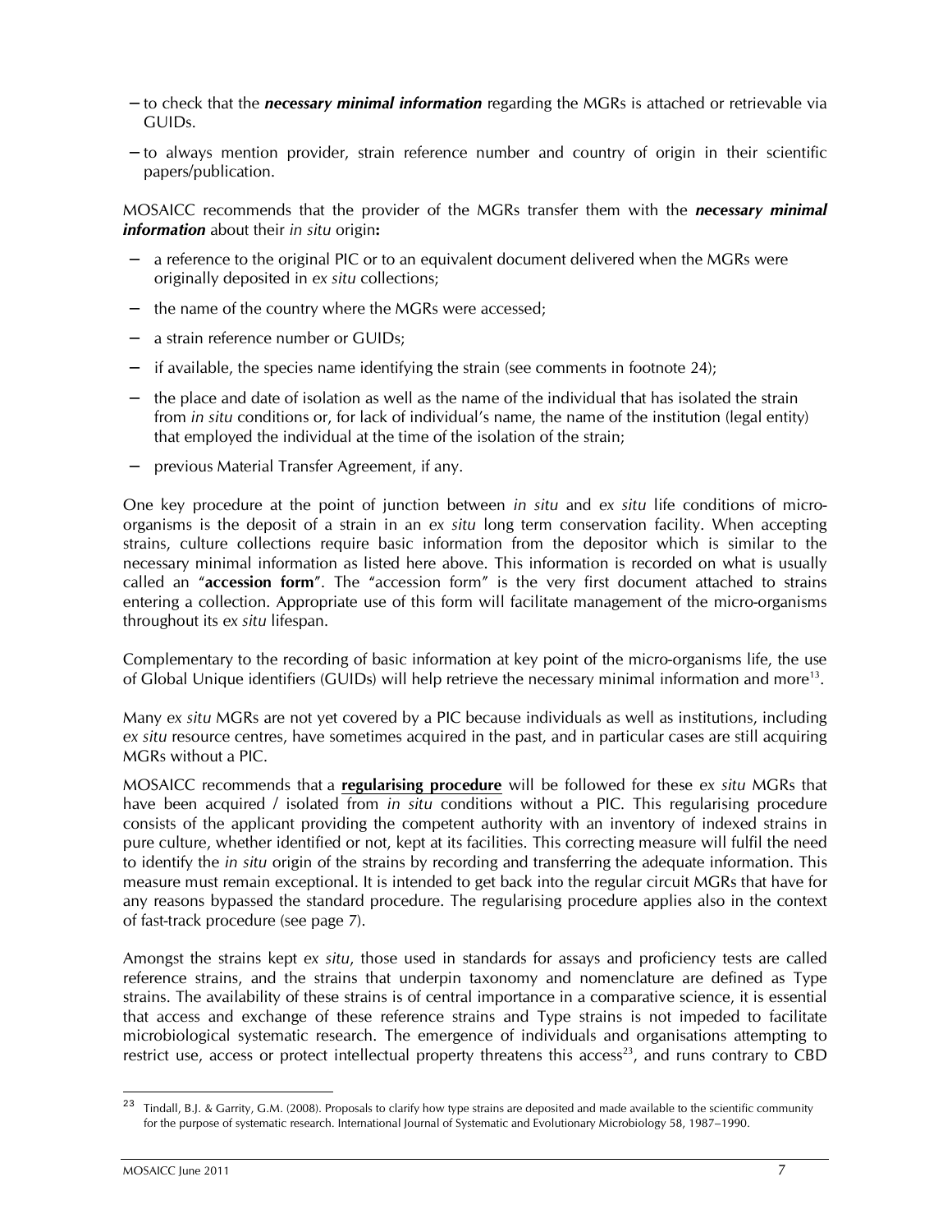- to check that the ***necessary minimal information*** regarding the MGRs is attached or retrievable via GUIDs.
- to always mention provider, strain reference number and country of origin in their scientific papers/publication.

MOSAICC recommends that the provider of the MGRs transfer them with the ***necessary minimal information*** about their *in situ* origin**:**

- a reference to the original PIC or to an equivalent document delivered when the MGRs were originally deposited in *ex situ* collections;
- the name of the country where the MGRs were accessed;
- a strain reference number or GUIDs;
- if available, the species name identifying the strain (see comments in footnote 24);
- the place and date of isolation as well as the name of the individual that has isolated the strain from *in situ* conditions or, for lack of individual's name, the name of the institution (legal entity) that employed the individual at the time of the isolation of the strain;
- previous Material Transfer Agreement, if any.

One key procedure at the point of junction between *in situ* and *ex situ* life conditions of micro-organisms is the deposit of a strain in an *ex situ* long term conservation facility. When accepting strains, culture collections require basic information from the depositor which is similar to the necessary minimal information as listed here above. This information is recorded on what is usually called an "**accession form**". The "accession form" is the very first document attached to strains entering a collection. Appropriate use of this form will facilitate management of the micro-organisms throughout its *ex situ* lifespan.

Complementary to the recording of basic information at key point of the micro-organisms life, the use of Global Unique identifiers (GUIDs) will help retrieve the necessary minimal information and more[13].

Many *ex situ* MGRs are not yet covered by a PIC because individuals as well as institutions, including *ex situ* resource centres, have sometimes acquired in the past, and in particular cases are still acquiring MGRs without a PIC.

MOSAICC recommends that a **regularising procedure** will be followed for these *ex situ* MGRs that have been acquired / isolated from *in situ* conditions without a PIC. This regularising procedure consists of the applicant providing the competent authority with an inventory of indexed strains in pure culture, whether identified or not, kept at its facilities. This correcting measure will fulfil the need to identify the *in situ* origin of the strains by recording and transferring the adequate information. This measure must remain exceptional. It is intended to get back into the regular circuit MGRs that have for any reasons bypassed the standard procedure. The regularising procedure applies also in the context of fast-track procedure (see page 7).

Amongst the strains kept *ex situ*, those used in standards for assays and proficiency tests are called reference strains, and the strains that underpin taxonomy and nomenclature are defined as Type strains. The availability of these strains is of central importance in a comparative science, it is essential that access and exchange of these reference strains and Type strains is not impeded to facilitate microbiological systematic research. The emergence of individuals and organisations attempting to restrict use, access or protect intellectual property threatens this access[23], and runs contrary to CBD

[23] Tindall, B.J. & Garrity, G.M. (2008). Proposals to clarify how type strains are deposited and made available to the scientific community for the purpose of systematic research. International Journal of Systematic and Evolutionary Microbiology 58, 1987–1990.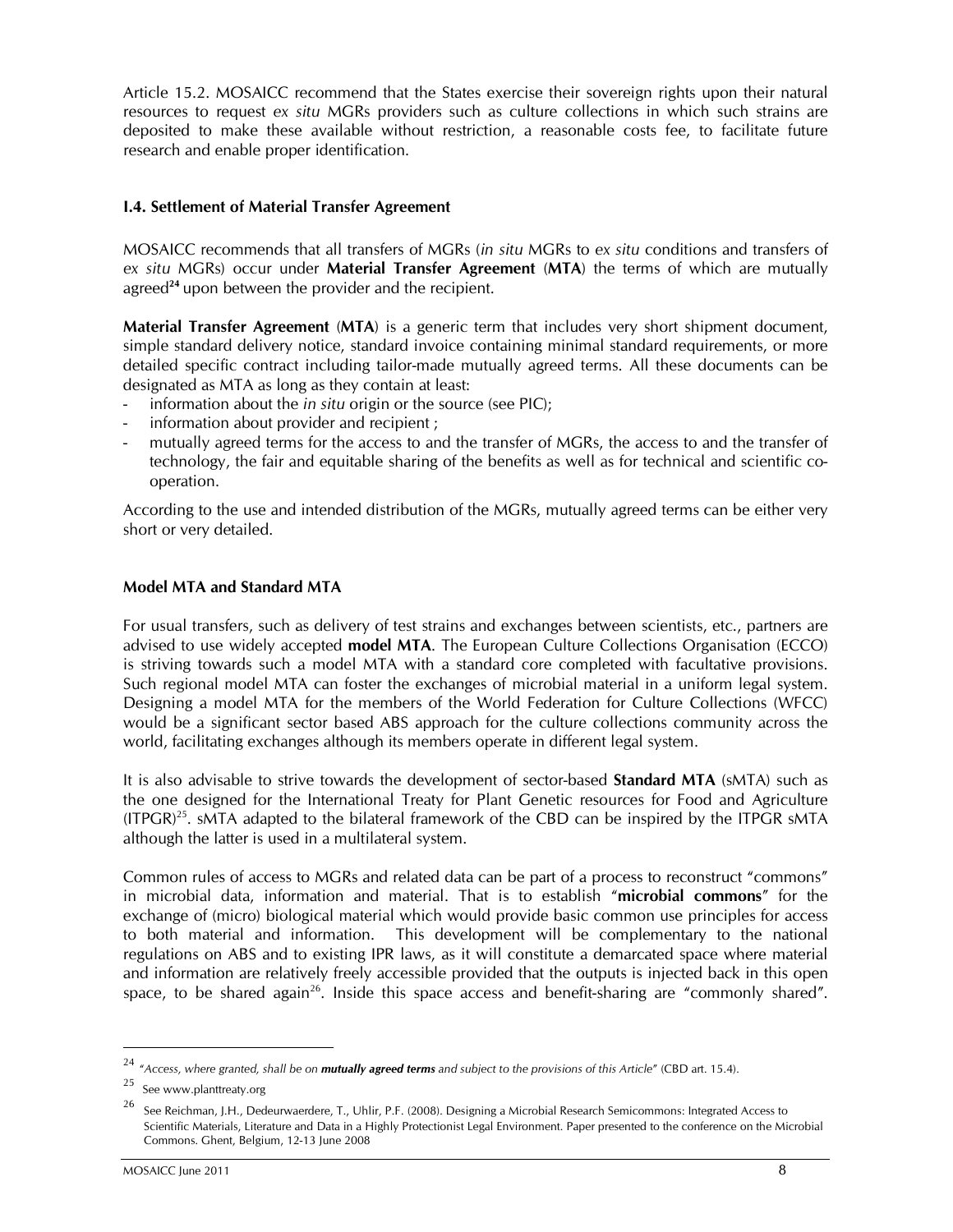Article 15.2. MOSAICC recommend that the States exercise their sovereign rights upon their natural resources to request *ex situ* MGRs providers such as culture collections in which such strains are deposited to make these available without restriction, a reasonable costs fee, to facilitate future research and enable proper identification.

### I.4. Settlement of Material Transfer Agreement

MOSAICC recommends that all transfers of MGRs (*in situ* MGRs to *ex situ* conditions and transfers of *ex situ* MGRs) occur under **Material Transfer Agreement** (**MTA**) the terms of which are mutually agreed[24] upon between the provider and the recipient.

**Material Transfer Agreement** (**MTA**) is a generic term that includes very short shipment document, simple standard delivery notice, standard invoice containing minimal standard requirements, or more detailed specific contract including tailor-made mutually agreed terms. All these documents can be designated as MTA as long as they contain at least:

- information about the *in situ* origin or the source (see PIC);
- information about provider and recipient ;
- mutually agreed terms for the access to and the transfer of MGRs, the access to and the transfer of technology, the fair and equitable sharing of the benefits as well as for technical and scientific co-operation.

According to the use and intended distribution of the MGRs, mutually agreed terms can be either very short or very detailed.

### Model MTA and Standard MTA

For usual transfers, such as delivery of test strains and exchanges between scientists, etc., partners are advised to use widely accepted **model MTA**. The European Culture Collections Organisation (ECCO) is striving towards such a model MTA with a standard core completed with facultative provisions. Such regional model MTA can foster the exchanges of microbial material in a uniform legal system. Designing a model MTA for the members of the World Federation for Culture Collections (WFCC) would be a significant sector based ABS approach for the culture collections community across the world, facilitating exchanges although its members operate in different legal system.

It is also advisable to strive towards the development of sector-based **Standard MTA** (sMTA) such as the one designed for the International Treaty for Plant Genetic resources for Food and Agriculture (ITPGR)[25]. sMTA adapted to the bilateral framework of the CBD can be inspired by the ITPGR sMTA although the latter is used in a multilateral system.

Common rules of access to MGRs and related data can be part of a process to reconstruct "commons" in microbial data, information and material. That is to establish "**microbial commons**" for the exchange of (micro) biological material which would provide basic common use principles for access to both material and information. This development will be complementary to the national regulations on ABS and to existing IPR laws, as it will constitute a demarcated space where material and information are relatively freely accessible provided that the outputs is injected back in this open space, to be shared again[26]. Inside this space access and benefit-sharing are "commonly shared".

---

[24] "*Access, where granted, shall be on **mutually agreed terms** and subject to the provisions of this Article*" (CBD art. 15.4).

[25] See www.planttreaty.org

[26] See Reichman, J.H., Dedeurwaerdere, T., Uhlir, P.F. (2008). Designing a Microbial Research Semicommons: Integrated Access to Scientific Materials, Literature and Data in a Highly Protectionist Legal Environment. Paper presented to the conference on the Microbial Commons. Ghent, Belgium, 12-13 June 2008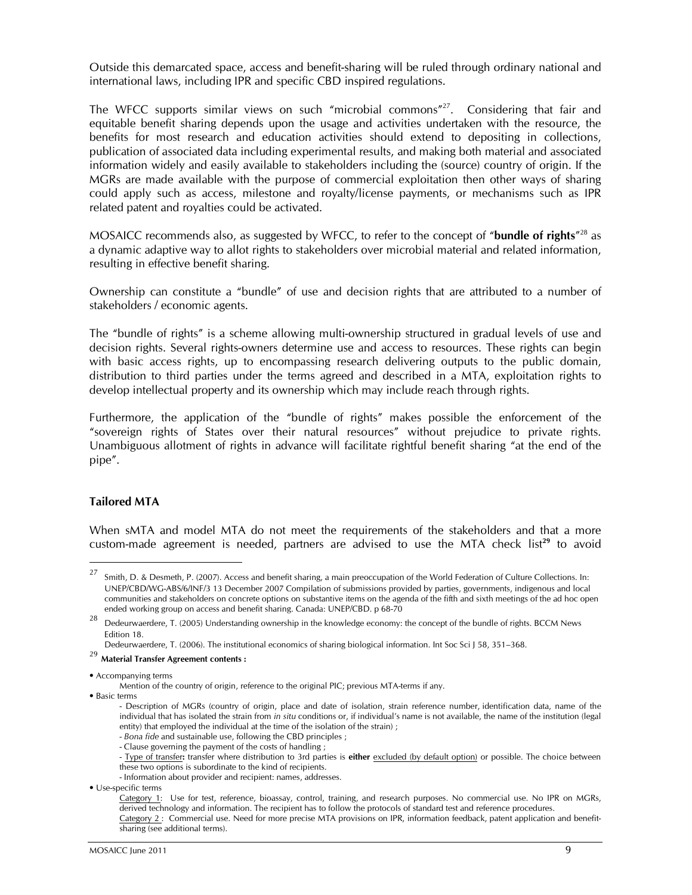Outside this demarcated space, access and benefit-sharing will be ruled through ordinary national and international laws, including IPR and specific CBD inspired regulations.

The WFCC supports similar views on such "microbial commons"[27]. Considering that fair and equitable benefit sharing depends upon the usage and activities undertaken with the resource, the benefits for most research and education activities should extend to depositing in collections, publication of associated data including experimental results, and making both material and associated information widely and easily available to stakeholders including the (source) country of origin. If the MGRs are made available with the purpose of commercial exploitation then other ways of sharing could apply such as access, milestone and royalty/license payments, or mechanisms such as IPR related patent and royalties could be activated.

MOSAICC recommends also, as suggested by WFCC, to refer to the concept of "**bundle of rights**"[28] as a dynamic adaptive way to allot rights to stakeholders over microbial material and related information, resulting in effective benefit sharing.

Ownership can constitute a "bundle" of use and decision rights that are attributed to a number of stakeholders / economic agents.

The "bundle of rights" is a scheme allowing multi-ownership structured in gradual levels of use and decision rights. Several rights-owners determine use and access to resources. These rights can begin with basic access rights, up to encompassing research delivering outputs to the public domain, distribution to third parties under the terms agreed and described in a MTA, exploitation rights to develop intellectual property and its ownership which may include reach through rights.

Furthermore, the application of the "bundle of rights" makes possible the enforcement of the "sovereign rights of States over their natural resources" without prejudice to private rights. Unambiguous allotment of rights in advance will facilitate rightful benefit sharing "at the end of the pipe".

### Tailored MTA

When sMTA and model MTA do not meet the requirements of the stakeholders and that a more custom-made agreement is needed, partners are advised to use the MTA check list[29] to avoid

---

[27] Smith, D. & Desmeth, P. (2007). Access and benefit sharing, a main preoccupation of the World Federation of Culture Collections. In: UNEP/CBD/WG-ABS/6/INF/3 13 December 2007 Compilation of submissions provided by parties, governments, indigenous and local communities and stakeholders on concrete options on substantive items on the agenda of the fifth and sixth meetings of the ad hoc open ended working group on access and benefit sharing. Canada: UNEP/CBD. p 68-70

[28] Dedeurwaerdere, T. (2005) Understanding ownership in the knowledge economy: the concept of the bundle of rights. BCCM News Edition 18.
Dedeurwaerdere, T. (2006). The institutional economics of sharing biological information. Int Soc Sci J 58, 351–368.

[29] **Material Transfer Agreement contents :**

- Accompanying terms
  Mention of the country of origin, reference to the original PIC; previous MTA-terms if any.
- Basic terms
  - Description of MGRs (country of origin, place and date of isolation, strain reference number, identification data, name of the individual that has isolated the strain from *in situ* conditions or, if individual's name is not available, the name of the institution (legal entity) that employed the individual at the time of the isolation of the strain) ;
  - *Bona fide* and sustainable use, following the CBD principles ;
  - Clause governing the payment of the costs of handling ;
  - Type of transfer**:** transfer where distribution to 3rd parties is **either** excluded (by default option) or possible. The choice between these two options is subordinate to the kind of recipients.
  - Information about provider and recipient: names, addresses.
- Use-specific terms
  Category 1: Use for test, reference, bioassay, control, training, and research purposes. No commercial use. No IPR on MGRs, derived technology and information. The recipient has to follow the protocols of standard test and reference procedures.
  Category 2 : Commercial use. Need for more precise MTA provisions on IPR, information feedback, patent application and benefit-sharing (see additional terms).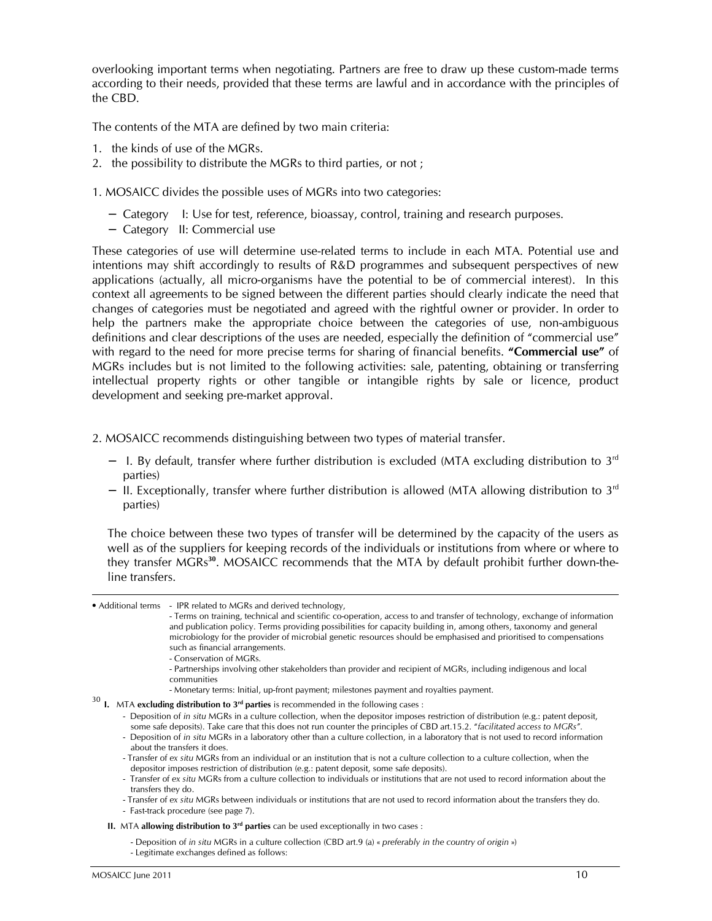overlooking important terms when negotiating. Partners are free to draw up these custom-made terms according to their needs, provided that these terms are lawful and in accordance with the principles of the CBD.

The contents of the MTA are defined by two main criteria:

1. the kinds of use of the MGRs.
2. the possibility to distribute the MGRs to third parties, or not ;

1. MOSAICC divides the possible uses of MGRs into two categories:

- Category I: Use for test, reference, bioassay, control, training and research purposes.
- Category II: Commercial use

These categories of use will determine use-related terms to include in each MTA. Potential use and intentions may shift accordingly to results of R&D programmes and subsequent perspectives of new applications (actually, all micro-organisms have the potential to be of commercial interest). In this context all agreements to be signed between the different parties should clearly indicate the need that changes of categories must be negotiated and agreed with the rightful owner or provider. In order to help the partners make the appropriate choice between the categories of use, non-ambiguous definitions and clear descriptions of the uses are needed, especially the definition of "commercial use" with regard to the need for more precise terms for sharing of financial benefits. **"Commercial use"** of MGRs includes but is not limited to the following activities: sale, patenting, obtaining or transferring intellectual property rights or other tangible or intangible rights by sale or licence, product development and seeking pre-market approval.

2. MOSAICC recommends distinguishing between two types of material transfer.

- I. By default, transfer where further distribution is excluded (MTA excluding distribution to 3rd parties)
- II. Exceptionally, transfer where further distribution is allowed (MTA allowing distribution to 3rd parties)

The choice between these two types of transfer will be determined by the capacity of the users as well as of the suppliers for keeping records of the individuals or institutions from where or where to they transfer MGRs[30]. MOSAICC recommends that the MTA by default prohibit further down-the-line transfers.

---

• Additional terms - IPR related to MGRs and derived technology,
- Terms on training, technical and scientific co-operation, access to and transfer of technology, exchange of information and publication policy. Terms providing possibilities for capacity building in, among others, taxonomy and general microbiology for the provider of microbial genetic resources should be emphasised and prioritised to compensations such as financial arrangements.
- Conservation of MGRs.
- Partnerships involving other stakeholders than provider and recipient of MGRs, including indigenous and local communities
- Monetary terms: Initial, up-front payment; milestones payment and royalties payment.

[30] **I.** MTA **excluding distribution to 3rd parties** is recommended in the following cases :

- Deposition of *in situ* MGRs in a culture collection, when the depositor imposes restriction of distribution (e.g.: patent deposit, some safe deposits). Take care that this does not run counter the principles of CBD art.15.2. "*facilitated access to MGRs*".
- Deposition of *in situ* MGRs in a laboratory other than a culture collection, in a laboratory that is not used to record information about the transfers it does.
- Transfer of *ex situ* MGRs from an individual or an institution that is not a culture collection to a culture collection, when the depositor imposes restriction of distribution (e.g.: patent deposit, some safe deposits).
- Transfer of *ex situ* MGRs from a culture collection to individuals or institutions that are not used to record information about the transfers they do.
- Transfer of *ex situ* MGRs between individuals or institutions that are not used to record information about the transfers they do.
- Fast-track procedure (see page 7).

**II.** MTA **allowing distribution to 3rd parties** can be used exceptionally in two cases :

- Deposition of *in situ* MGRs in a culture collection (CBD art.9 (a) « *preferably in the country of origin* »)
- Legitimate exchanges defined as follows: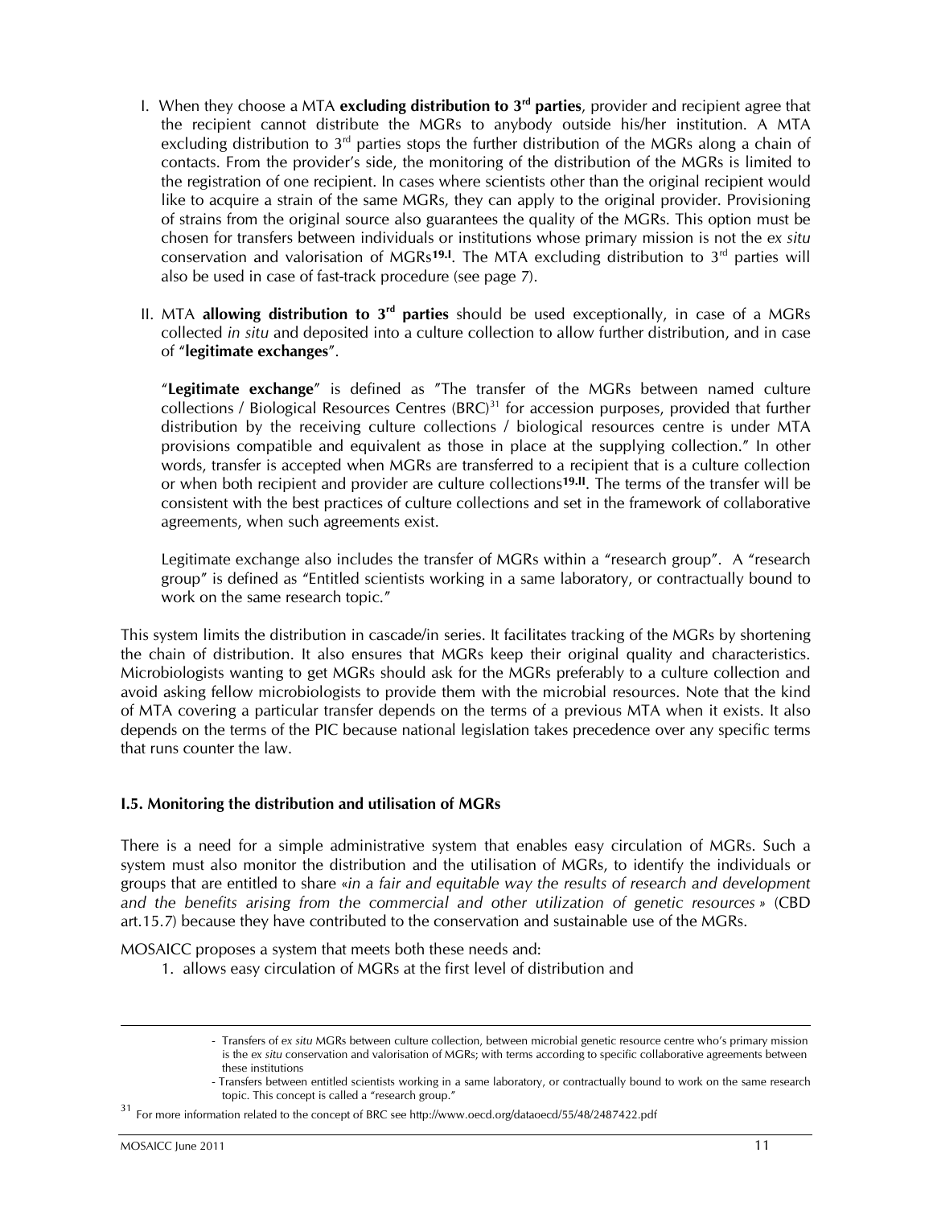I. When they choose a MTA **excluding distribution to 3rd parties**, provider and recipient agree that the recipient cannot distribute the MGRs to anybody outside his/her institution. A MTA excluding distribution to 3rd parties stops the further distribution of the MGRs along a chain of contacts. From the provider's side, the monitoring of the distribution of the MGRs is limited to the registration of one recipient. In cases where scientists other than the original recipient would like to acquire a strain of the same MGRs, they can apply to the original provider. Provisioning of strains from the original source also guarantees the quality of the MGRs. This option must be chosen for transfers between individuals or institutions whose primary mission is not the *ex situ* conservation and valorisation of MGRs**[19.I]**. The MTA excluding distribution to 3rd parties will also be used in case of fast-track procedure (see page 7).

II. MTA **allowing distribution to 3rd parties** should be used exceptionally, in case of a MGRs collected *in situ* and deposited into a culture collection to allow further distribution, and in case of "**legitimate exchanges**".

"**Legitimate exchange**" is defined as "The transfer of the MGRs between named culture collections / Biological Resources Centres (BRC)[31] for accession purposes, provided that further distribution by the receiving culture collections / biological resources centre is under MTA provisions compatible and equivalent as those in place at the supplying collection." In other words, transfer is accepted when MGRs are transferred to a recipient that is a culture collection or when both recipient and provider are culture collections**[19.II]**. The terms of the transfer will be consistent with the best practices of culture collections and set in the framework of collaborative agreements, when such agreements exist.

Legitimate exchange also includes the transfer of MGRs within a "research group". A "research group" is defined as "Entitled scientists working in a same laboratory, or contractually bound to work on the same research topic."

This system limits the distribution in cascade/in series. It facilitates tracking of the MGRs by shortening the chain of distribution. It also ensures that MGRs keep their original quality and characteristics. Microbiologists wanting to get MGRs should ask for the MGRs preferably to a culture collection and avoid asking fellow microbiologists to provide them with the microbial resources. Note that the kind of MTA covering a particular transfer depends on the terms of a previous MTA when it exists. It also depends on the terms of the PIC because national legislation takes precedence over any specific terms that runs counter the law.

### I.5. Monitoring the distribution and utilisation of MGRs

There is a need for a simple administrative system that enables easy circulation of MGRs. Such a system must also monitor the distribution and the utilisation of MGRs, to identify the individuals or groups that are entitled to share «*in a fair and equitable way the results of research and development and the benefits arising from the commercial and other utilization of genetic resources* » (CBD art.15.7) because they have contributed to the conservation and sustainable use of the MGRs.

MOSAICC proposes a system that meets both these needs and:

1. allows easy circulation of MGRs at the first level of distribution and

---

- Transfers of *ex situ* MGRs between culture collection, between microbial genetic resource centre who's primary mission is the *ex situ* conservation and valorisation of MGRs; with terms according to specific collaborative agreements between these institutions
- Transfers between entitled scientists working in a same laboratory, or contractually bound to work on the same research topic. This concept is called a "research group."

[31] For more information related to the concept of BRC see http://www.oecd.org/dataoecd/55/48/2487422.pdf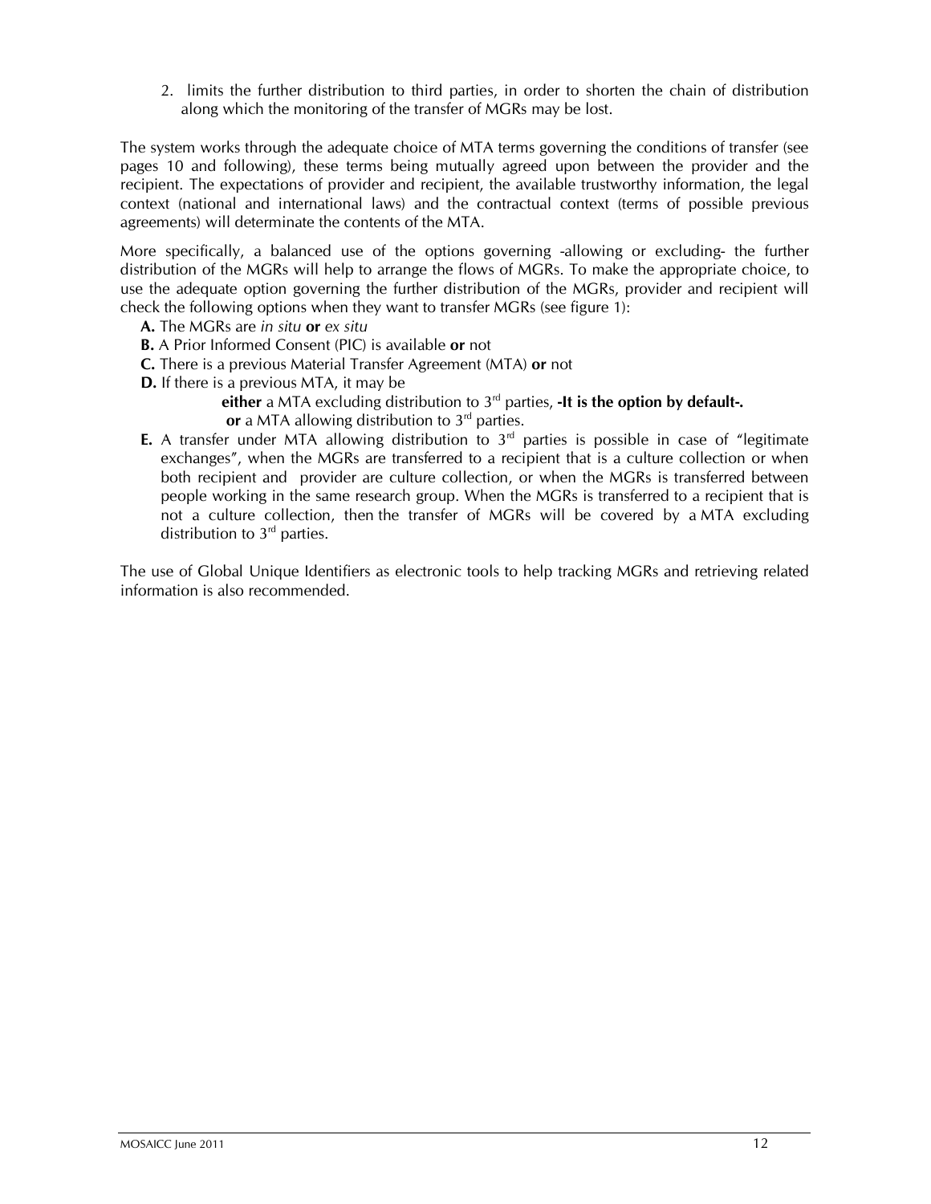2. limits the further distribution to third parties, in order to shorten the chain of distribution along which the monitoring of the transfer of MGRs may be lost.

The system works through the adequate choice of MTA terms governing the conditions of transfer (see pages 10 and following), these terms being mutually agreed upon between the provider and the recipient. The expectations of provider and recipient, the available trustworthy information, the legal context (national and international laws) and the contractual context (terms of possible previous agreements) will determinate the contents of the MTA.

More specifically, a balanced use of the options governing -allowing or excluding- the further distribution of the MGRs will help to arrange the flows of MGRs. To make the appropriate choice, to use the adequate option governing the further distribution of the MGRs, provider and recipient will check the following options when they want to transfer MGRs (see figure 1):

**A.** The MGRs are *in situ* **or** *ex situ*

**B.** A Prior Informed Consent (PIC) is available **or** not

**C.** There is a previous Material Transfer Agreement (MTA) **or** not

**D.** If there is a previous MTA, it may be

> **either** a MTA excluding distribution to 3rd parties, **-It is the option by default-.**
>
> **or** a MTA allowing distribution to 3rd parties.

**E.** A transfer under MTA allowing distribution to 3rd parties is possible in case of "legitimate exchanges", when the MGRs are transferred to a recipient that is a culture collection or when both recipient and provider are culture collection, or when the MGRs is transferred between people working in the same research group. When the MGRs is transferred to a recipient that is not a culture collection, then the transfer of MGRs will be covered by a MTA excluding distribution to 3rd parties.

The use of Global Unique Identifiers as electronic tools to help tracking MGRs and retrieving related information is also recommended.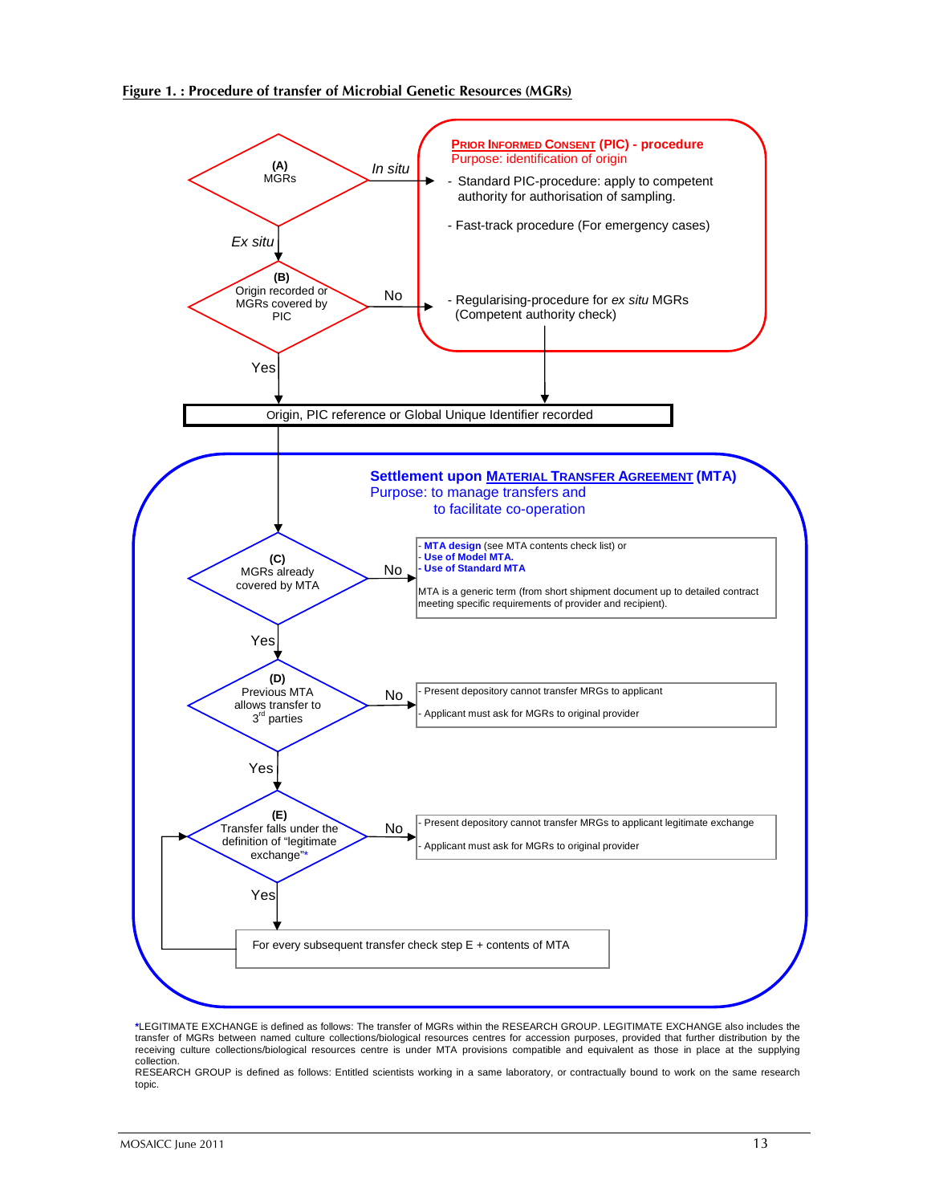**Figure 1. : Procedure of transfer of Microbial Genetic Resources (MGRs)**

**(A)** MGRs
- *In situ* → **PRIOR INFORMED CONSENT (PIC) - procedure**
  - Purpose: identification of origin
  - Standard PIC-procedure: apply to competent authority for authorisation of sampling.
  - Fast-track procedure (For emergency cases)
- *Ex situ* → **(B)**

**(B)** Origin recorded or MGRs covered by PIC
- No → Regularising-procedure for *ex situ* MGRs (Competent authority check)
- Yes → Origin, PIC reference or Global Unique Identifier recorded

Origin, PIC reference or Global Unique Identifier recorded

**Settlement upon MATERIAL TRANSFER AGREEMENT (MTA)**
Purpose: to manage transfers and to facilitate co-operation

**(C)** MGRs already covered by MTA
- No →
  - **MTA design** (see MTA contents check list) or
  - **Use of Model MTA.**
  - **Use of Standard MTA**

  MTA is a generic term (from short shipment document up to detailed contract meeting specific requirements of provider and recipient).
- Yes → **(D)**

**(D)** Previous MTA allows transfer to 3[rd] parties
- No →
  - Present depository cannot transfer MRGs to applicant
  - Applicant must ask for MGRs to original provider
- Yes → **(E)**

**(E)** Transfer falls under the definition of "legitimate exchange"*
- No →
  - Present depository cannot transfer MRGs to applicant legitimate exchange
  - Applicant must ask for MGRs to original provider
- Yes → For every subsequent transfer check step E + contents of MTA (→ back to **(E)**)

*LEGITIMATE EXCHANGE is defined as follows: The transfer of MGRs within the RESEARCH GROUP. LEGITIMATE EXCHANGE also includes the transfer of MGRs between named culture collections/biological resources centres for accession purposes, provided that further distribution by the receiving culture collections/biological resources centre is under MTA provisions compatible and equivalent as those in place at the supplying collection.
RESEARCH GROUP is defined as follows: Entitled scientists working in a same laboratory, or contractually bound to work on the same research topic.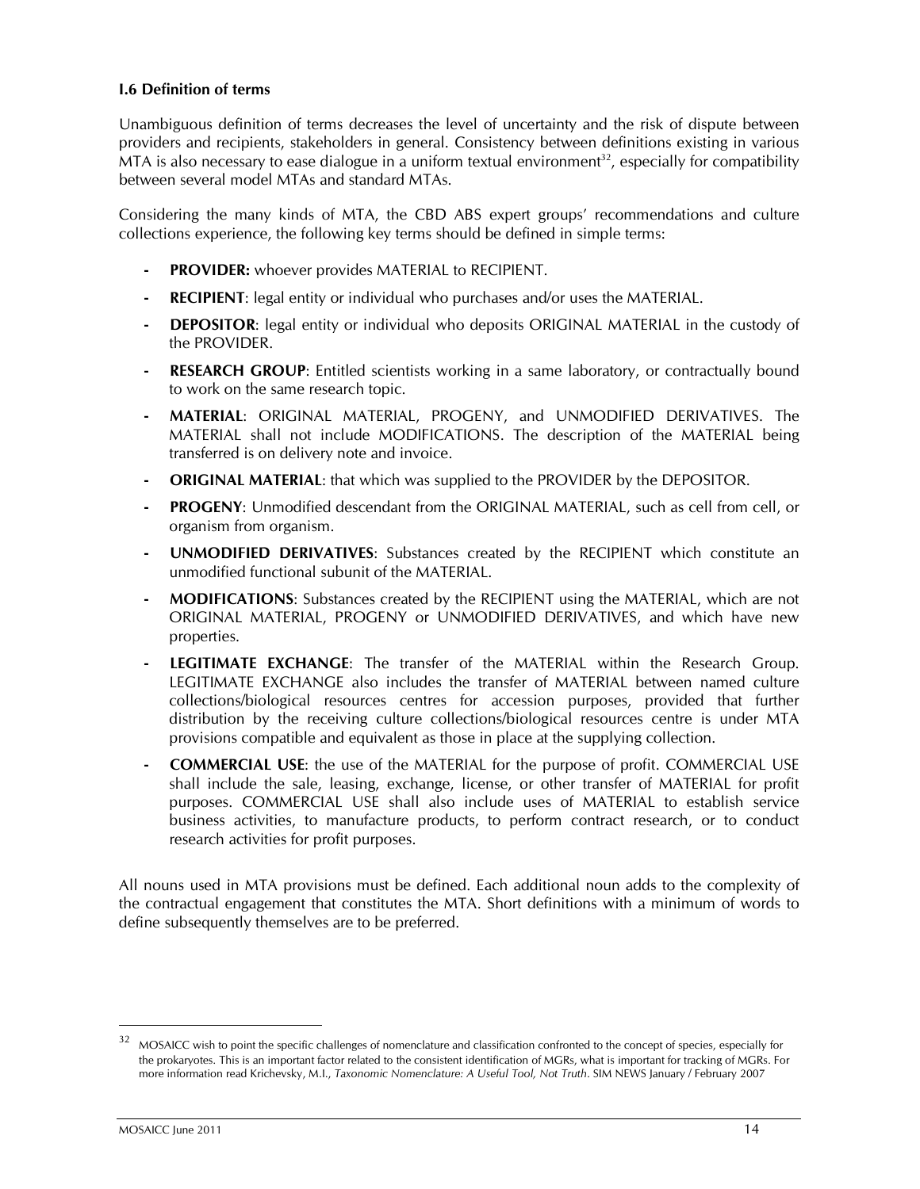### I.6 Definition of terms

Unambiguous definition of terms decreases the level of uncertainty and the risk of dispute between providers and recipients, stakeholders in general. Consistency between definitions existing in various MTA is also necessary to ease dialogue in a uniform textual environment[32], especially for compatibility between several model MTAs and standard MTAs.

Considering the many kinds of MTA, the CBD ABS expert groups' recommendations and culture collections experience, the following key terms should be defined in simple terms:

- **PROVIDER:** whoever provides MATERIAL to RECIPIENT.
- **RECIPIENT**: legal entity or individual who purchases and/or uses the MATERIAL.
- **DEPOSITOR**: legal entity or individual who deposits ORIGINAL MATERIAL in the custody of the PROVIDER.
- **RESEARCH GROUP**: Entitled scientists working in a same laboratory, or contractually bound to work on the same research topic.
- **MATERIAL**: ORIGINAL MATERIAL, PROGENY, and UNMODIFIED DERIVATIVES. The MATERIAL shall not include MODIFICATIONS. The description of the MATERIAL being transferred is on delivery note and invoice.
- **ORIGINAL MATERIAL**: that which was supplied to the PROVIDER by the DEPOSITOR.
- **PROGENY**: Unmodified descendant from the ORIGINAL MATERIAL, such as cell from cell, or organism from organism.
- **UNMODIFIED DERIVATIVES**: Substances created by the RECIPIENT which constitute an unmodified functional subunit of the MATERIAL.
- **MODIFICATIONS**: Substances created by the RECIPIENT using the MATERIAL, which are not ORIGINAL MATERIAL, PROGENY or UNMODIFIED DERIVATIVES, and which have new properties.
- **LEGITIMATE EXCHANGE**: The transfer of the MATERIAL within the Research Group. LEGITIMATE EXCHANGE also includes the transfer of MATERIAL between named culture collections/biological resources centres for accession purposes, provided that further distribution by the receiving culture collections/biological resources centre is under MTA provisions compatible and equivalent as those in place at the supplying collection.
- **COMMERCIAL USE**: the use of the MATERIAL for the purpose of profit. COMMERCIAL USE shall include the sale, leasing, exchange, license, or other transfer of MATERIAL for profit purposes. COMMERCIAL USE shall also include uses of MATERIAL to establish service business activities, to manufacture products, to perform contract research, or to conduct research activities for profit purposes.

All nouns used in MTA provisions must be defined. Each additional noun adds to the complexity of the contractual engagement that constitutes the MTA. Short definitions with a minimum of words to define subsequently themselves are to be preferred.

---

[32] MOSAICC wish to point the specific challenges of nomenclature and classification confronted to the concept of species, especially for the prokaryotes. This is an important factor related to the consistent identification of MGRs, what is important for tracking of MGRs. For more information read Krichevsky, M.I., *Taxonomic Nomenclature: A Useful Tool, Not Truth*. SIM NEWS January / February 2007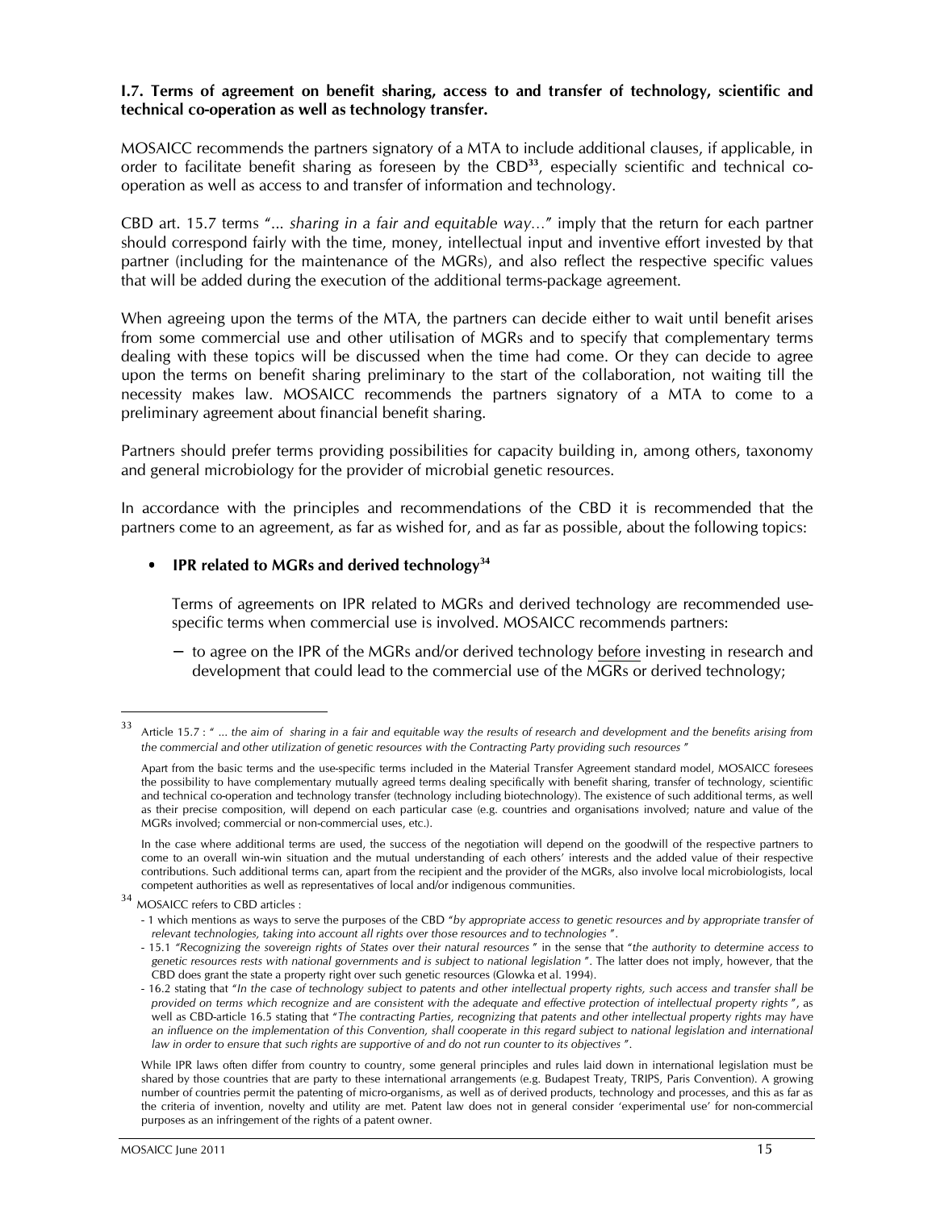**I.7. Terms of agreement on benefit sharing, access to and transfer of technology, scientific and technical co-operation as well as technology transfer.**

MOSAICC recommends the partners signatory of a MTA to include additional clauses, if applicable, in order to facilitate benefit sharing as foreseen by the CBD[33], especially scientific and technical co-operation as well as access to and transfer of information and technology.

CBD art. 15.7 terms "... *sharing in a fair and equitable way...*" imply that the return for each partner should correspond fairly with the time, money, intellectual input and inventive effort invested by that partner (including for the maintenance of the MGRs), and also reflect the respective specific values that will be added during the execution of the additional terms-package agreement.

When agreeing upon the terms of the MTA, the partners can decide either to wait until benefit arises from some commercial use and other utilisation of MGRs and to specify that complementary terms dealing with these topics will be discussed when the time had come. Or they can decide to agree upon the terms on benefit sharing preliminary to the start of the collaboration, not waiting till the necessity makes law. MOSAICC recommends the partners signatory of a MTA to come to a preliminary agreement about financial benefit sharing.

Partners should prefer terms providing possibilities for capacity building in, among others, taxonomy and general microbiology for the provider of microbial genetic resources.

In accordance with the principles and recommendations of the CBD it is recommended that the partners come to an agreement, as far as wished for, and as far as possible, about the following topics:

- **IPR related to MGRs and derived technology[34]**

  Terms of agreements on IPR related to MGRs and derived technology are recommended use-specific terms when commercial use is involved. MOSAICC recommends partners:

  - to agree on the IPR of the MGRs and/or derived technology <u>before</u> investing in research and development that could lead to the commercial use of the MGRs or derived technology;

---

[33] Article 15.7 : " ... *the aim of sharing in a fair and equitable way the results of research and development and the benefits arising from the commercial and other utilization of genetic resources with the Contracting Party providing such resources* "

Apart from the basic terms and the use-specific terms included in the Material Transfer Agreement standard model, MOSAICC foresees the possibility to have complementary mutually agreed terms dealing specifically with benefit sharing, transfer of technology, scientific and technical co-operation and technology transfer (technology including biotechnology). The existence of such additional terms, as well as their precise composition, will depend on each particular case (e.g. countries and organisations involved; nature and value of the MGRs involved; commercial or non-commercial uses, etc.).

In the case where additional terms are used, the success of the negotiation will depend on the goodwill of the respective partners to come to an overall win-win situation and the mutual understanding of each others' interests and the added value of their respective contributions. Such additional terms can, apart from the recipient and the provider of the MGRs, also involve local microbiologists, local competent authorities as well as representatives of local and/or indigenous communities.

[34] MOSAICC refers to CBD articles :

- 1 which mentions as ways to serve the purposes of the CBD "*by appropriate access to genetic resources and by appropriate transfer of relevant technologies, taking into account all rights over those resources and to technologies* ".
- 15.1 "*Recognizing the sovereign rights of States over their natural resources* " in the sense that "*the authority to determine access to genetic resources rests with national governments and is subject to national legislation* ". The latter does not imply, however, that the CBD does grant the state a property right over such genetic resources (Glowka et al. 1994).
- 16.2 stating that "*In the case of technology subject to patents and other intellectual property rights, such access and transfer shall be provided on terms which recognize and are consistent with the adequate and effective protection of intellectual property rights* ", as well as CBD-article 16.5 stating that "*The contracting Parties, recognizing that patents and other intellectual property rights may have an influence on the implementation of this Convention, shall cooperate in this regard subject to national legislation and international law in order to ensure that such rights are supportive of and do not run counter to its objectives* ".

While IPR laws often differ from country to country, some general principles and rules laid down in international legislation must be shared by those countries that are party to these international arrangements (e.g. Budapest Treaty, TRIPS, Paris Convention). A growing number of countries permit the patenting of micro-organisms, as well as of derived products, technology and processes, and this as far as the criteria of invention, novelty and utility are met. Patent law does not in general consider 'experimental use' for non-commercial purposes as an infringement of the rights of a patent owner.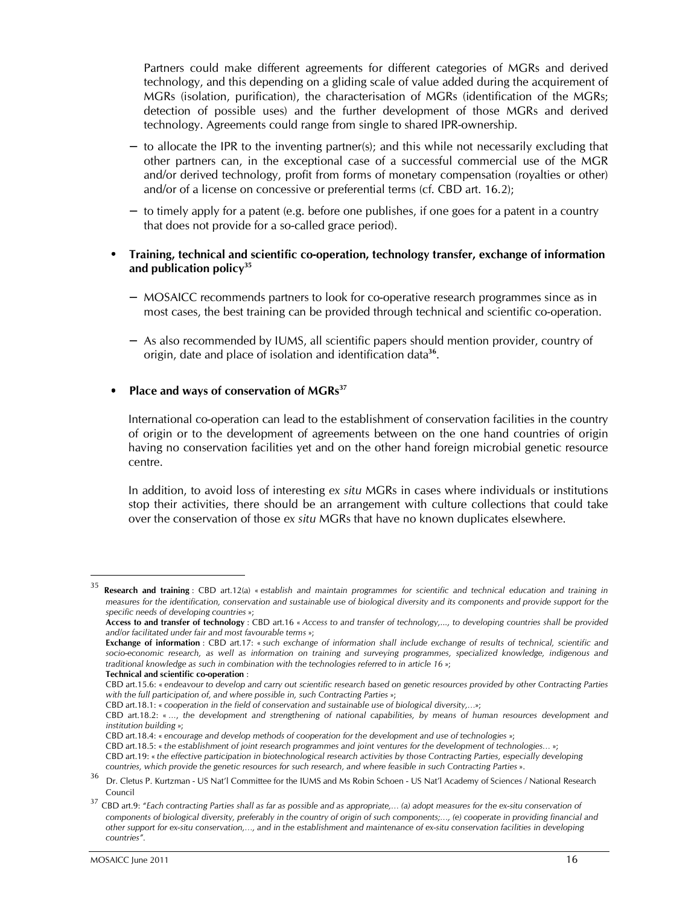Partners could make different agreements for different categories of MGRs and derived technology, and this depending on a gliding scale of value added during the acquirement of MGRs (isolation, purification), the characterisation of MGRs (identification of the MGRs; detection of possible uses) and the further development of those MGRs and derived technology. Agreements could range from single to shared IPR-ownership.

- to allocate the IPR to the inventing partner(s); and this while not necessarily excluding that other partners can, in the exceptional case of a successful commercial use of the MGR and/or derived technology, profit from forms of monetary compensation (royalties or other) and/or of a license on concessive or preferential terms (cf. CBD art. 16.2);
- to timely apply for a patent (e.g. before one publishes, if one goes for a patent in a country that does not provide for a so-called grace period).

- **Training, technical and scientific co-operation, technology transfer, exchange of information and publication policy**[35]
  - MOSAICC recommends partners to look for co-operative research programmes since as in most cases, the best training can be provided through technical and scientific co-operation.
  - As also recommended by IUMS, all scientific papers should mention provider, country of origin, date and place of isolation and identification data[36].

- **Place and ways of conservation of MGRs**[37]

  International co-operation can lead to the establishment of conservation facilities in the country of origin or to the development of agreements between on the one hand countries of origin having no conservation facilities yet and on the other hand foreign microbial genetic resource centre.

  In addition, to avoid loss of interesting *ex situ* MGRs in cases where individuals or institutions stop their activities, there should be an arrangement with culture collections that could take over the conservation of those *ex situ* MGRs that have no known duplicates elsewhere.

---

[35] **Research and training** : CBD art.12(a) « *establish and maintain programmes for scientific and technical education and training in measures for the identification, conservation and sustainable use of biological diversity and its components and provide support for the specific needs of developing countries* »;
**Access to and transfer of technology** : CBD art.16 « *Access to and transfer of technology,..., to developing countries shall be provided and/or facilitated under fair and most favourable terms* »;
**Exchange of information** : CBD art.17: « *such exchange of information shall include exchange of results of technical, scientific and socio-economic research, as well as information on training and surveying programmes, specialized knowledge, indigenous and traditional knowledge as such in combination with the technologies referred to in article 16* »;
**Technical and scientific co-operation** :
CBD art.15.6: « *endeavour to develop and carry out scientific research based on genetic resources provided by other Contracting Parties with the full participation of, and where possible in, such Contracting Parties* »;
CBD art.18.1: « *cooperation in the field of conservation and sustainable use of biological diversity,...* »;
CBD art.18.2: « *..., the development and strengthening of national capabilities, by means of human resources development and institution building* »;
CBD art.18.4: « *encourage and develop methods of cooperation for the development and use of technologies* »;
CBD art.18.5: « *the establishment of joint research programmes and joint ventures for the development of technologies...* »;
CBD art.19: « *the effective participation in biotechnological research activities by those Contracting Parties, especially developing countries, which provide the genetic resources for such research, and where feasible in such Contracting Parties* ».

[36] Dr. Cletus P. Kurtzman - US Nat'l Committee for the IUMS and Ms Robin Schoen - US Nat'l Academy of Sciences / National Research Council

[37] CBD art.9: "*Each contracting Parties shall as far as possible and as appropriate,... (a) adopt measures for the ex-situ conservation of components of biological diversity, preferably in the country of origin of such components;..., (e) cooperate in providing financial and other support for ex-situ conservation,..., and in the establishment and maintenance of ex-situ conservation facilities in developing countries*".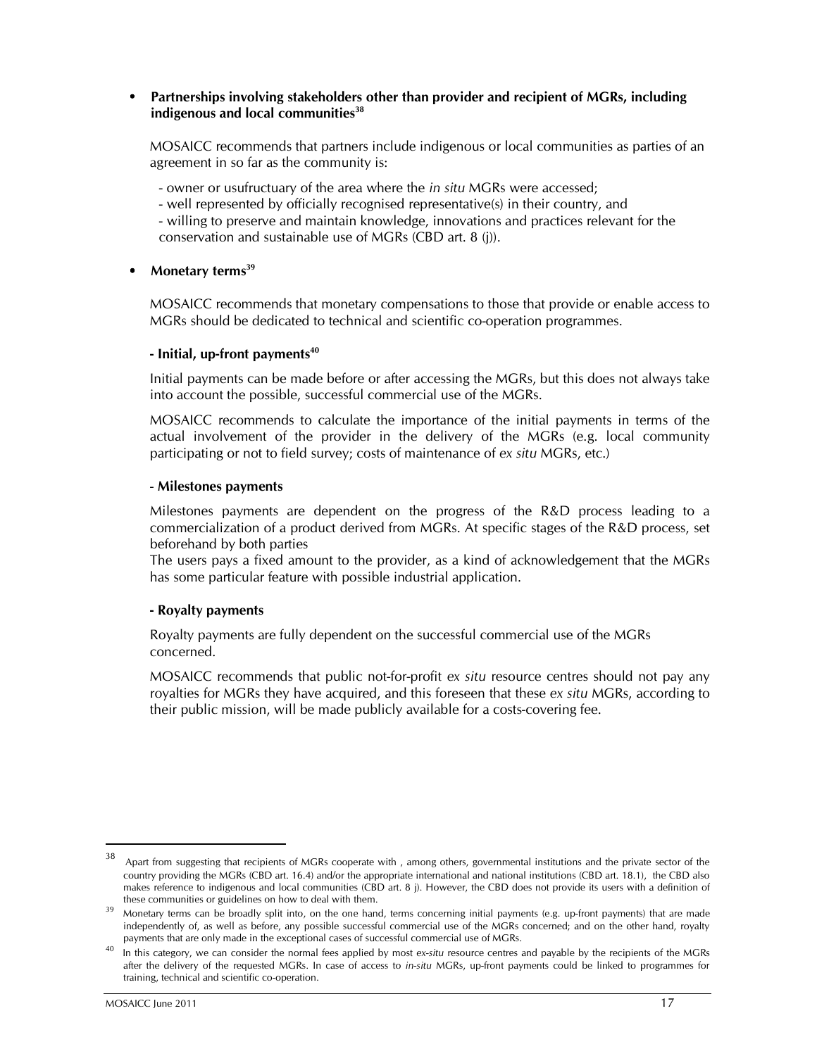- **Partnerships involving stakeholders other than provider and recipient of MGRs, including indigenous and local communities[38]**

  MOSAICC recommends that partners include indigenous or local communities as parties of an agreement in so far as the community is:

  - owner or usufructuary of the area where the *in situ* MGRs were accessed;
  - well represented by officially recognised representative(s) in their country, and
  - willing to preserve and maintain knowledge, innovations and practices relevant for the conservation and sustainable use of MGRs (CBD art. 8 (j)).

- **Monetary terms[39]**

  MOSAICC recommends that monetary compensations to those that provide or enable access to MGRs should be dedicated to technical and scientific co-operation programmes.

  **- Initial, up-front payments[40]**

  Initial payments can be made before or after accessing the MGRs, but this does not always take into account the possible, successful commercial use of the MGRs.

  MOSAICC recommends to calculate the importance of the initial payments in terms of the actual involvement of the provider in the delivery of the MGRs (e.g. local community participating or not to field survey; costs of maintenance of *ex situ* MGRs, etc.)

  - **Milestones payments**

  Milestones payments are dependent on the progress of the R&D process leading to a commercialization of a product derived from MGRs. At specific stages of the R&D process, set beforehand by both parties
  The users pays a fixed amount to the provider, as a kind of acknowledgement that the MGRs has some particular feature with possible industrial application.

  **- Royalty payments**

  Royalty payments are fully dependent on the successful commercial use of the MGRs concerned.

  MOSAICC recommends that public not-for-profit *ex situ* resource centres should not pay any royalties for MGRs they have acquired, and this foreseen that these *ex situ* MGRs, according to their public mission, will be made publicly available for a costs-covering fee.

---

[38] Apart from suggesting that recipients of MGRs cooperate with , among others, governmental institutions and the private sector of the country providing the MGRs (CBD art. 16.4) and/or the appropriate international and national institutions (CBD art. 18.1), the CBD also makes reference to indigenous and local communities (CBD art. 8 j). However, the CBD does not provide its users with a definition of these communities or guidelines on how to deal with them.

[39] Monetary terms can be broadly split into, on the one hand, terms concerning initial payments (e.g. up-front payments) that are made independently of, as well as before, any possible successful commercial use of the MGRs concerned; and on the other hand, royalty payments that are only made in the exceptional cases of successful commercial use of MGRs.

[40] In this category, we can consider the normal fees applied by most *ex-situ* resource centres and payable by the recipients of the MGRs after the delivery of the requested MGRs. In case of access to *in-situ* MGRs, up-front payments could be linked to programmes for training, technical and scientific co-operation.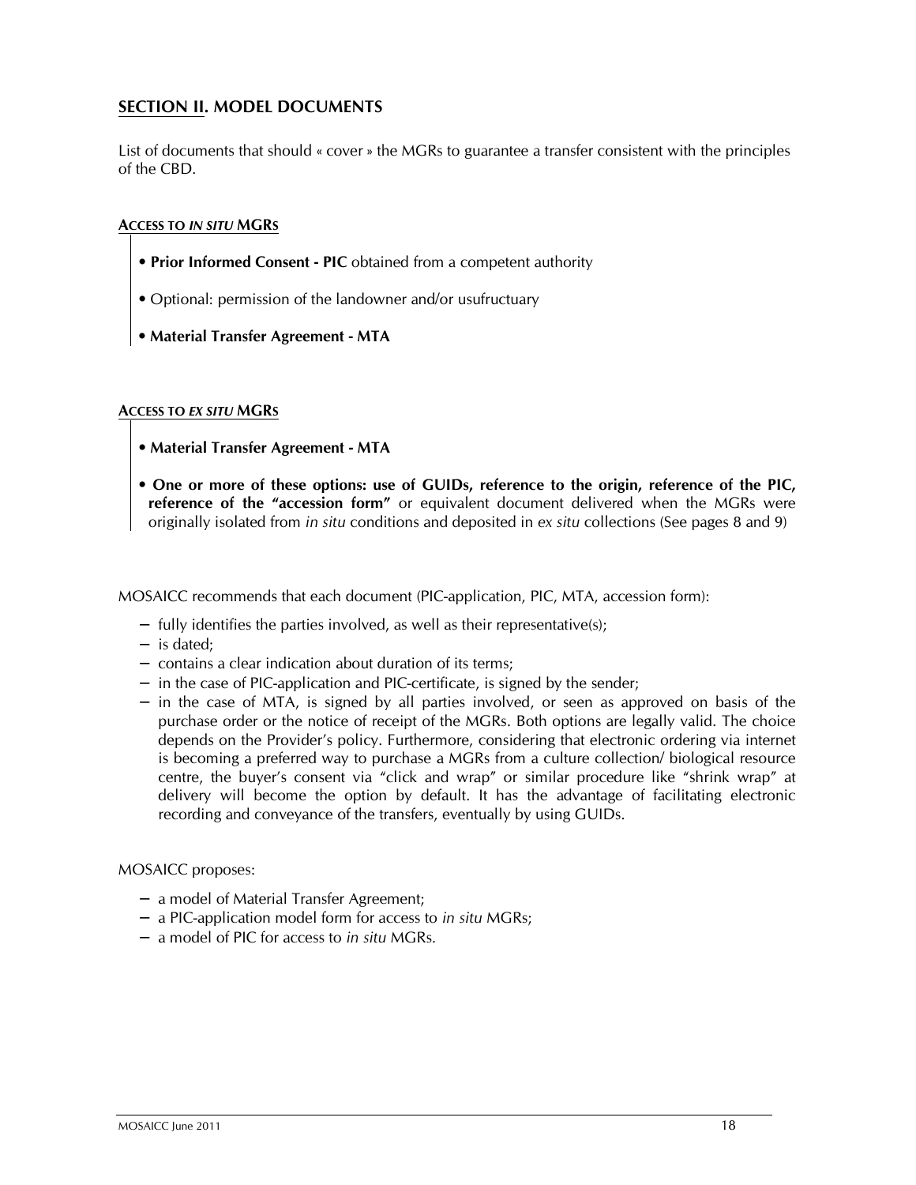## SECTION II. MODEL DOCUMENTS

List of documents that should « cover » the MGRs to guarantee a transfer consistent with the principles of the CBD.

#### ACCESS TO *IN SITU* MGRS

- **Prior Informed Consent - PIC** obtained from a competent authority
- Optional: permission of the landowner and/or usufructuary
- **Material Transfer Agreement - MTA**

#### ACCESS TO *EX SITU* MGRS

- **Material Transfer Agreement - MTA**
- **One or more of these options: use of GUIDs, reference to the origin, reference of the PIC, reference of the "accession form"** or equivalent document delivered when the MGRs were originally isolated from *in situ* conditions and deposited in *ex situ* collections (See pages 8 and 9)

MOSAICC recommends that each document (PIC-application, PIC, MTA, accession form):

- fully identifies the parties involved, as well as their representative(s);
- is dated;
- contains a clear indication about duration of its terms;
- in the case of PIC-application and PIC-certificate, is signed by the sender;
- in the case of MTA, is signed by all parties involved, or seen as approved on basis of the purchase order or the notice of receipt of the MGRs. Both options are legally valid. The choice depends on the Provider's policy. Furthermore, considering that electronic ordering via internet is becoming a preferred way to purchase a MGRs from a culture collection/ biological resource centre, the buyer's consent via "click and wrap" or similar procedure like "shrink wrap" at delivery will become the option by default. It has the advantage of facilitating electronic recording and conveyance of the transfers, eventually by using GUIDs.

MOSAICC proposes:

- a model of Material Transfer Agreement;
- a PIC-application model form for access to *in situ* MGRs;
- a model of PIC for access to *in situ* MGRs.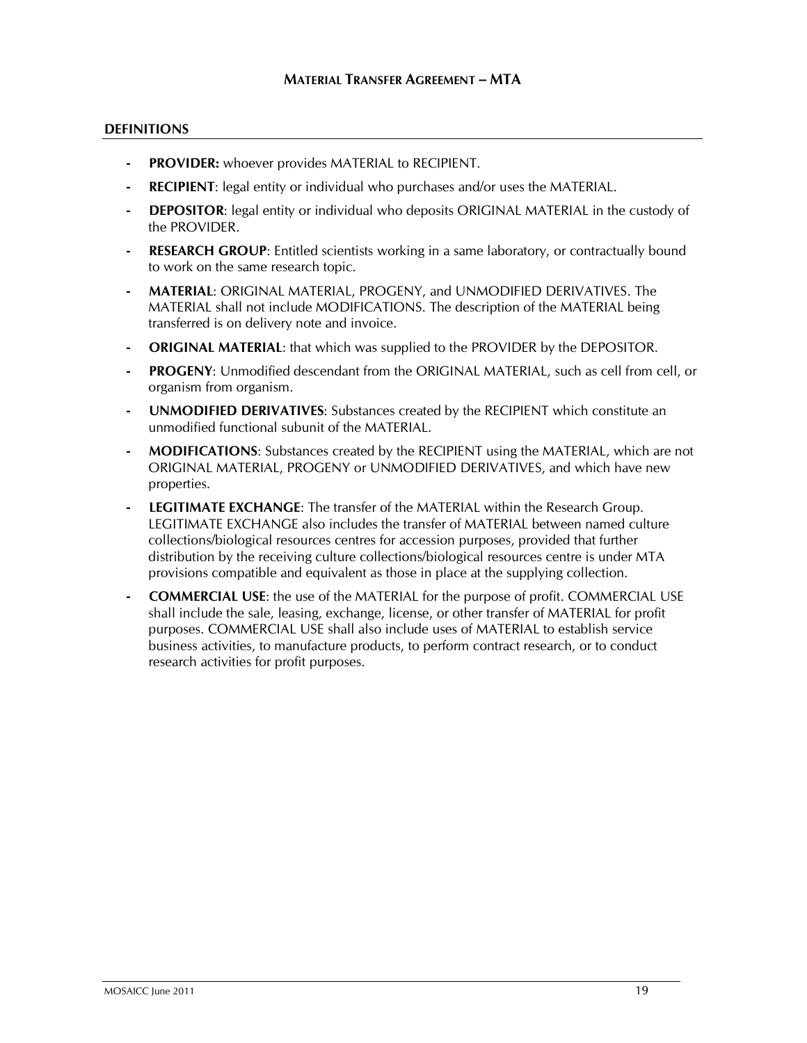# Material Transfer Agreement – MTA

## DEFINITIONS

- **PROVIDER:** whoever provides MATERIAL to RECIPIENT.
- **RECIPIENT**: legal entity or individual who purchases and/or uses the MATERIAL.
- **DEPOSITOR**: legal entity or individual who deposits ORIGINAL MATERIAL in the custody of the PROVIDER.
- **RESEARCH GROUP**: Entitled scientists working in a same laboratory, or contractually bound to work on the same research topic.
- **MATERIAL**: ORIGINAL MATERIAL, PROGENY, and UNMODIFIED DERIVATIVES. The MATERIAL shall not include MODIFICATIONS. The description of the MATERIAL being transferred is on delivery note and invoice.
- **ORIGINAL MATERIAL**: that which was supplied to the PROVIDER by the DEPOSITOR.
- **PROGENY**: Unmodified descendant from the ORIGINAL MATERIAL, such as cell from cell, or organism from organism.
- **UNMODIFIED DERIVATIVES**: Substances created by the RECIPIENT which constitute an unmodified functional subunit of the MATERIAL.
- **MODIFICATIONS**: Substances created by the RECIPIENT using the MATERIAL, which are not ORIGINAL MATERIAL, PROGENY or UNMODIFIED DERIVATIVES, and which have new properties.
- **LEGITIMATE EXCHANGE**: The transfer of the MATERIAL within the Research Group. LEGITIMATE EXCHANGE also includes the transfer of MATERIAL between named culture collections/biological resources centres for accession purposes, provided that further distribution by the receiving culture collections/biological resources centre is under MTA provisions compatible and equivalent as those in place at the supplying collection.
- **COMMERCIAL USE**: the use of the MATERIAL for the purpose of profit. COMMERCIAL USE shall include the sale, leasing, exchange, license, or other transfer of MATERIAL for profit purposes. COMMERCIAL USE shall also include uses of MATERIAL to establish service business activities, to manufacture products, to perform contract research, or to conduct research activities for profit purposes.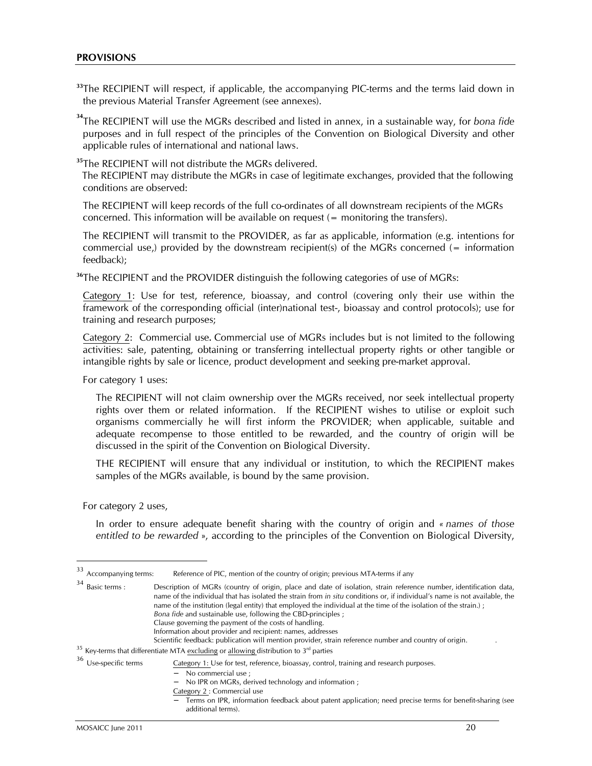**PROVISIONS**

[33]The RECIPIENT will respect, if applicable, the accompanying PIC-terms and the terms laid down in the previous Material Transfer Agreement (see annexes).

[34]The RECIPIENT will use the MGRs described and listed in annex, in a sustainable way, for *bona fide* purposes and in full respect of the principles of the Convention on Biological Diversity and other applicable rules of international and national laws.

[35]The RECIPIENT will not distribute the MGRs delivered.
The RECIPIENT may distribute the MGRs in case of legitimate exchanges, provided that the following conditions are observed:

The RECIPIENT will keep records of the full co-ordinates of all downstream recipients of the MGRs concerned. This information will be available on request (= monitoring the transfers).

The RECIPIENT will transmit to the PROVIDER, as far as applicable, information (e.g. intentions for commercial use,) provided by the downstream recipient(s) of the MGRs concerned (= information feedback);

[36]The RECIPIENT and the PROVIDER distinguish the following categories of use of MGRs:

Category 1: Use for test, reference, bioassay, and control (covering only their use within the framework of the corresponding official (inter)national test-, bioassay and control protocols); use for training and research purposes;

Category 2: Commercial use. Commercial use of MGRs includes but is not limited to the following activities: sale, patenting, obtaining or transferring intellectual property rights or other tangible or intangible rights by sale or licence, product development and seeking pre-market approval.

For category 1 uses:

The RECIPIENT will not claim ownership over the MGRs received, nor seek intellectual property rights over them or related information. If the RECIPIENT wishes to utilise or exploit such organisms commercially he will first inform the PROVIDER; when applicable, suitable and adequate recompense to those entitled to be rewarded, and the country of origin will be discussed in the spirit of the Convention on Biological Diversity.

THE RECIPIENT will ensure that any individual or institution, to which the RECIPIENT makes samples of the MGRs available, is bound by the same provision.

For category 2 uses,

In order to ensure adequate benefit sharing with the country of origin and « *names of those entitled to be rewarded* », according to the principles of the Convention on Biological Diversity,

---

[33] Accompanying terms: Reference of PIC, mention of the country of origin; previous MTA-terms if any

[34] Basic terms : Description of MGRs (country of origin, place and date of isolation, strain reference number, identification data, name of the individual that has isolated the strain from *in situ* conditions or, if individual's name is not available, the name of the institution (legal entity) that employed the individual at the time of the isolation of the strain.) ;
*Bona fide* and sustainable use, following the CBD-principles ;
Clause governing the payment of the costs of handling.
Information about provider and recipient: names, addresses
Scientific feedback: publication will mention provider, strain reference number and country of origin.

[35] Key-terms that differentiate MTA excluding or allowing distribution to 3rd parties

[36] Use-specific terms Category 1: Use for test, reference, bioassay, control, training and research purposes.
- No commercial use ;
- No IPR on MGRs, derived technology and information ;

Category 2 : Commercial use
- Terms on IPR, information feedback about patent application; need precise terms for benefit-sharing (see additional terms).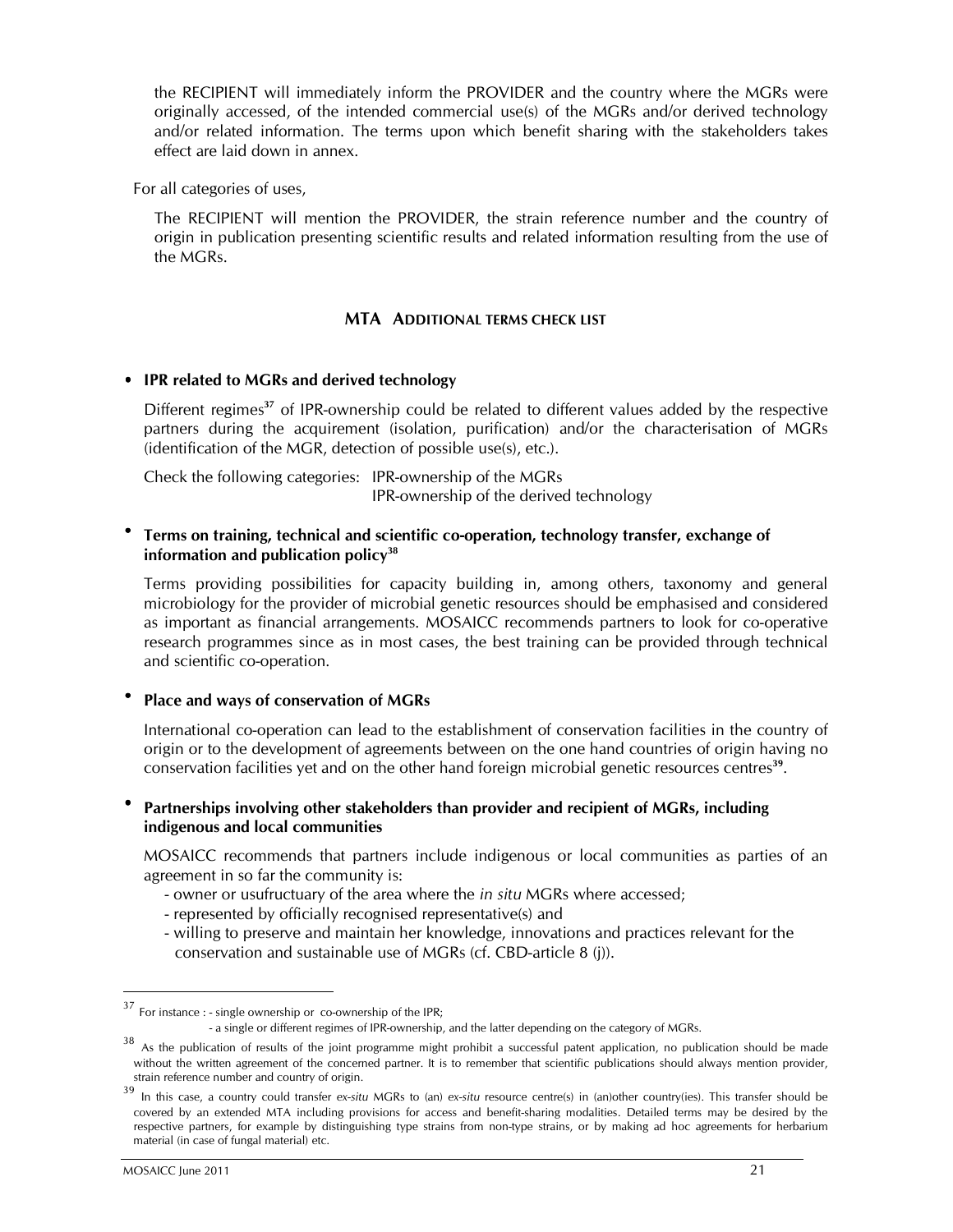the RECIPIENT will immediately inform the PROVIDER and the country where the MGRs were originally accessed, of the intended commercial use(s) of the MGRs and/or derived technology and/or related information. The terms upon which benefit sharing with the stakeholders takes effect are laid down in annex.

For all categories of uses,

The RECIPIENT will mention the PROVIDER, the strain reference number and the country of origin in publication presenting scientific results and related information resulting from the use of the MGRs.

### MTA ADDITIONAL TERMS CHECK LIST

- **IPR related to MGRs and derived technology**

  Different regimes[37] of IPR-ownership could be related to different values added by the respective partners during the acquirement (isolation, purification) and/or the characterisation of MGRs (identification of the MGR, detection of possible use(s), etc.).

  Check the following categories: IPR-ownership of the MGRs
  IPR-ownership of the derived technology

- **Terms on training, technical and scientific co-operation, technology transfer, exchange of information and publication policy[38]**

  Terms providing possibilities for capacity building in, among others, taxonomy and general microbiology for the provider of microbial genetic resources should be emphasised and considered as important as financial arrangements. MOSAICC recommends partners to look for co-operative research programmes since as in most cases, the best training can be provided through technical and scientific co-operation.

- **Place and ways of conservation of MGRs**

  International co-operation can lead to the establishment of conservation facilities in the country of origin or to the development of agreements between on the one hand countries of origin having no conservation facilities yet and on the other hand foreign microbial genetic resources centres[39].

- **Partnerships involving other stakeholders than provider and recipient of MGRs, including indigenous and local communities**

  MOSAICC recommends that partners include indigenous or local communities as parties of an agreement in so far the community is:
  - owner or usufructuary of the area where the *in situ* MGRs where accessed;
  - represented by officially recognised representative(s) and
  - willing to preserve and maintain her knowledge, innovations and practices relevant for the conservation and sustainable use of MGRs (cf. CBD-article 8 (j)).

---

[37] For instance : - single ownership or co-ownership of the IPR;
- a single or different regimes of IPR-ownership, and the latter depending on the category of MGRs.

[38] As the publication of results of the joint programme might prohibit a successful patent application, no publication should be made without the written agreement of the concerned partner. It is to remember that scientific publications should always mention provider, strain reference number and country of origin.

[39] In this case, a country could transfer *ex-situ* MGRs to (an) *ex-situ* resource centre(s) in (an)other country(ies). This transfer should be covered by an extended MTA including provisions for access and benefit-sharing modalities. Detailed terms may be desired by the respective partners, for example by distinguishing type strains from non-type strains, or by making ad hoc agreements for herbarium material (in case of fungal material) etc.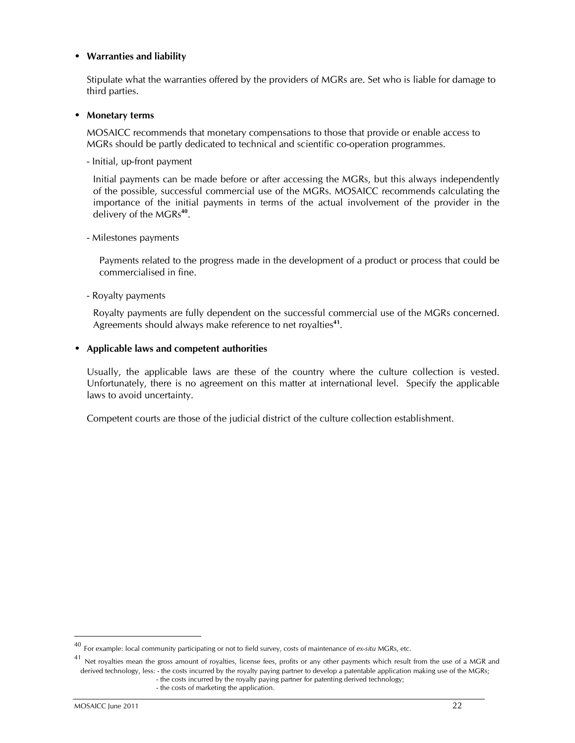- **Warranties and liability**

  Stipulate what the warranties offered by the providers of MGRs are. Set who is liable for damage to third parties.

- **Monetary terms**

  MOSAICC recommends that monetary compensations to those that provide or enable access to MGRs should be partly dedicated to technical and scientific co-operation programmes.

  - Initial, up-front payment

    Initial payments can be made before or after accessing the MGRs, but this always independently of the possible, successful commercial use of the MGRs. MOSAICC recommends calculating the importance of the initial payments in terms of the actual involvement of the provider in the delivery of the MGRs[40].

  - Milestones payments

    Payments related to the progress made in the development of a product or process that could be commercialised in fine.

  - Royalty payments

    Royalty payments are fully dependent on the successful commercial use of the MGRs concerned. Agreements should always make reference to net royalties[41].

- **Applicable laws and competent authorities**

  Usually, the applicable laws are these of the country where the culture collection is vested. Unfortunately, there is no agreement on this matter at international level. Specify the applicable laws to avoid uncertainty.

  Competent courts are those of the judicial district of the culture collection establishment.

---

[40] For example: local community participating or not to field survey, costs of maintenance of *ex-situ* MGRs, etc.

[41] Net royalties mean the gross amount of royalties, license fees, profits or any other payments which result from the use of a MGR and derived technology, less:
- the costs incurred by the royalty paying partner to develop a patentable application making use of the MGRs;
- the costs incurred by the royalty paying partner for patenting derived technology;
- the costs of marketing the application.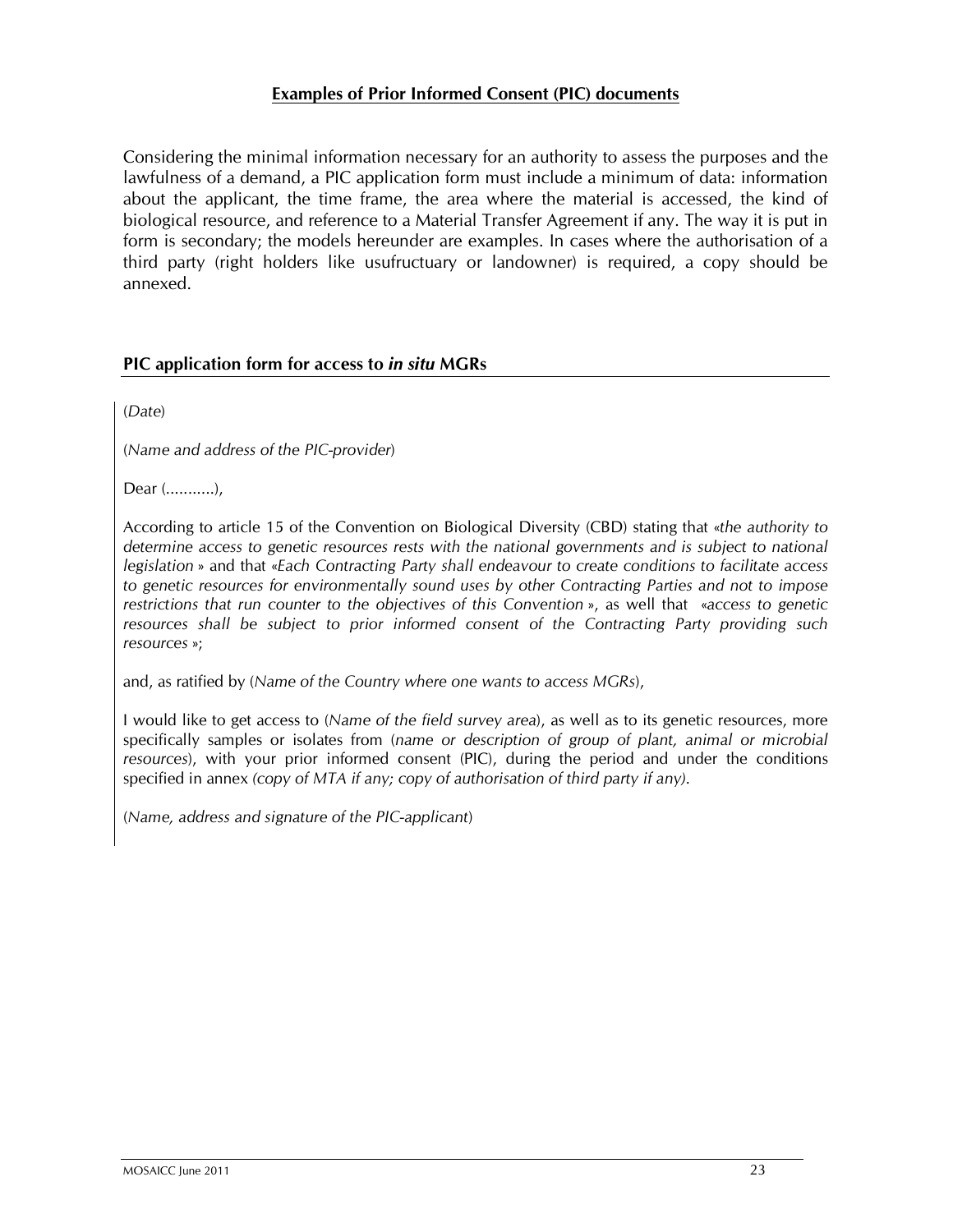## Examples of Prior Informed Consent (PIC) documents

Considering the minimal information necessary for an authority to assess the purposes and the lawfulness of a demand, a PIC application form must include a minimum of data: information about the applicant, the time frame, the area where the material is accessed, the kind of biological resource, and reference to a Material Transfer Agreement if any. The way it is put in form is secondary; the models hereunder are examples. In cases where the authorisation of a third party (right holders like usufructuary or landowner) is required, a copy should be annexed.

### PIC application form for access to *in situ* MGRs

(*Date*)

(*Name and address of the PIC-provider*)

Dear (...........),

According to article 15 of the Convention on Biological Diversity (CBD) stating that «*the authority to determine access to genetic resources rests with the national governments and is subject to national legislation* » and that «*Each Contracting Party shall endeavour to create conditions to facilitate access to genetic resources for environmentally sound uses by other Contracting Parties and not to impose restrictions that run counter to the objectives of this Convention* », as well that «*access to genetic resources shall be subject to prior informed consent of the Contracting Party providing such resources* »;

and, as ratified by (*Name of the Country where one wants to access MGRs*),

I would like to get access to (*Name of the field survey area*), as well as to its genetic resources, more specifically samples or isolates from (*name or description of group of plant, animal or microbial resources*), with your prior informed consent (PIC), during the period and under the conditions specified in annex *(copy of MTA if any; copy of authorisation of third party if any).*

(*Name, address and signature of the PIC-applicant*)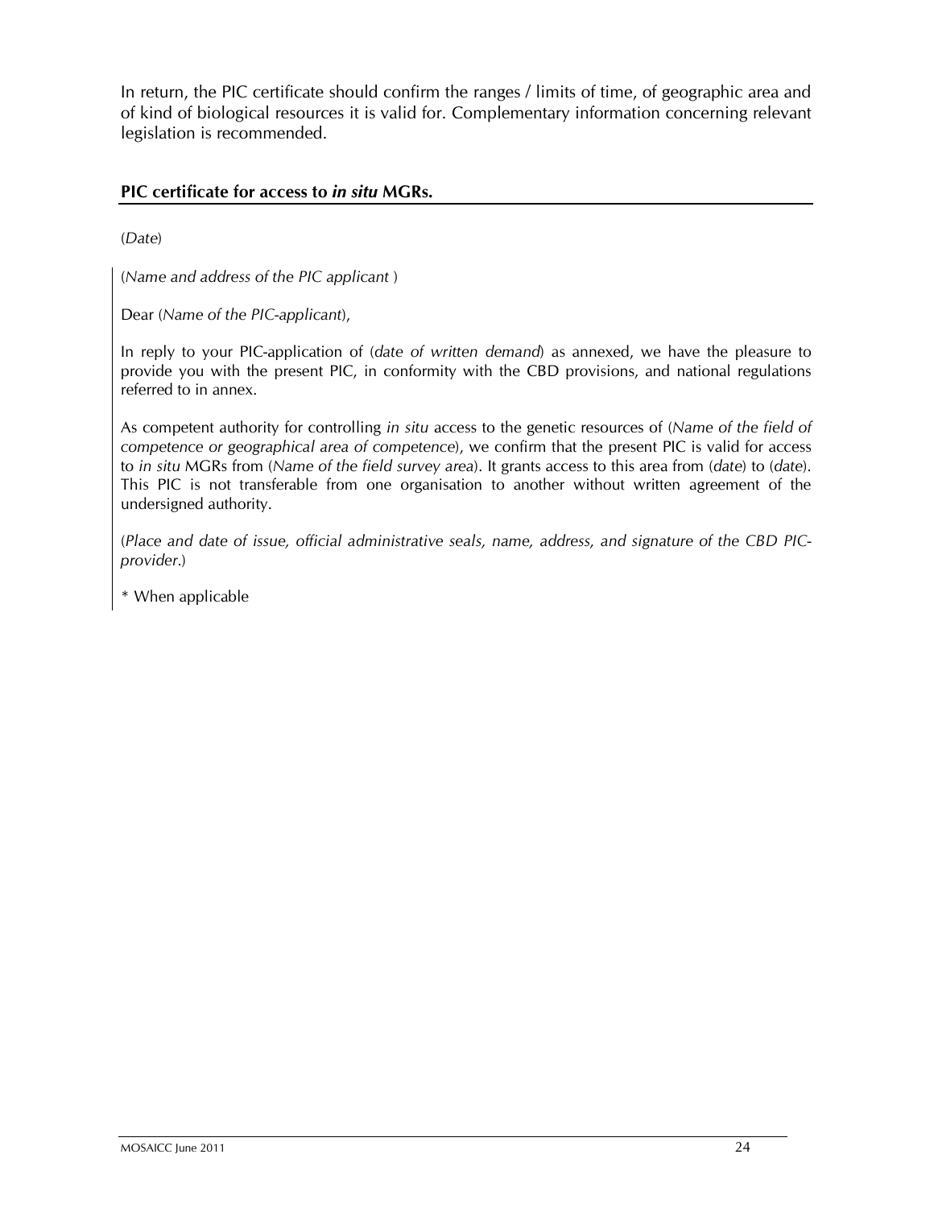In return, the PIC certificate should confirm the ranges / limits of time, of geographic area and of kind of biological resources it is valid for. Complementary information concerning relevant legislation is recommended.

## PIC certificate for access to *in situ* MGRs.

(*Date*)

(*Name and address of the PIC applicant* )

Dear (*Name of the PIC-applicant*),

In reply to your PIC-application of (*date of written demand*) as annexed, we have the pleasure to provide you with the present PIC, in conformity with the CBD provisions, and national regulations referred to in annex.

As competent authority for controlling *in situ* access to the genetic resources of (*Name of the field of competence or geographical area of competence*), we confirm that the present PIC is valid for access to *in situ* MGRs from (*Name of the field survey area*). It grants access to this area from (*date*) to (*date*). This PIC is not transferable from one organisation to another without written agreement of the undersigned authority.

(*Place and date of issue, official administrative seals, name, address, and signature of the CBD PIC-provider.*)

* When applicable